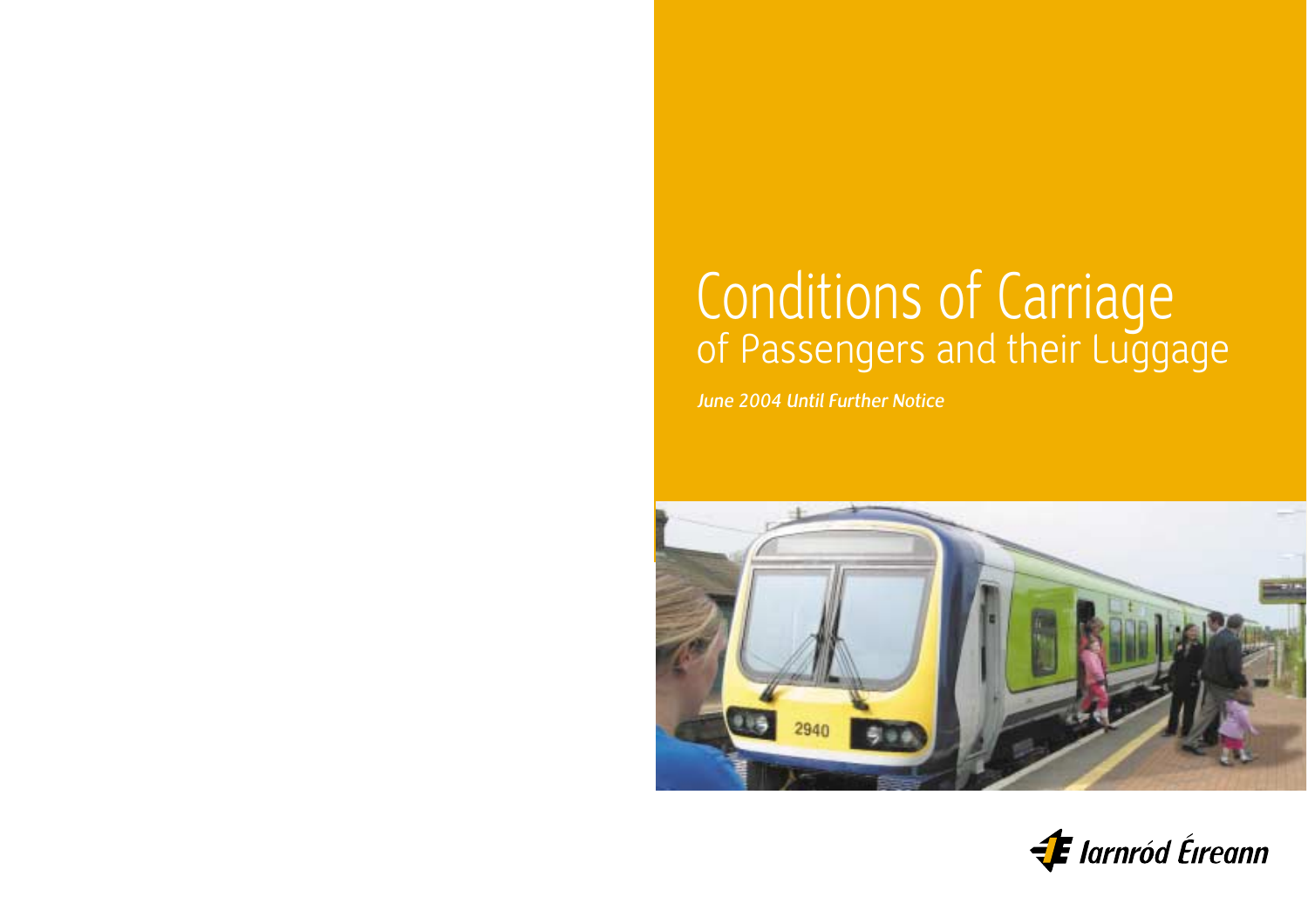# Conditions of Carriage
## of Passengers and their Luggage

*June 2004 Until Further Notice*

Iarnród Éireann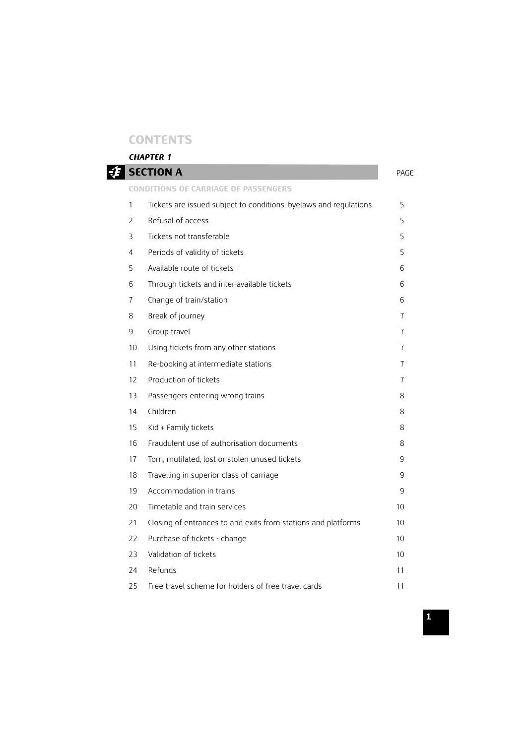# CONTENTS

***CHAPTER 1***

## SECTION A

### CONDITIONS OF CARRIAGE OF PASSENGERS

| | | PAGE |
|---|---|---|
| 1 | Tickets are issued subject to conditions, byelaws and regulations | 5 |
| 2 | Refusal of access | 5 |
| 3 | Tickets not transferable | 5 |
| 4 | Periods of validity of tickets | 5 |
| 5 | Available route of tickets | 6 |
| 6 | Through tickets and inter-available tickets | 6 |
| 7 | Change of train/station | 6 |
| 8 | Break of journey | 7 |
| 9 | Group travel | 7 |
| 10 | Using tickets from any other stations | 7 |
| 11 | Re-booking at intermediate stations | 7 |
| 12 | Production of tickets | 7 |
| 13 | Passengers entering wrong trains | 8 |
| 14 | Children | 8 |
| 15 | Kid + Family tickets | 8 |
| 16 | Fraudulent use of authorisation documents | 8 |
| 17 | Torn, mutilated, lost or stolen unused tickets | 9 |
| 18 | Travelling in superior class of carriage | 9 |
| 19 | Accommodation in trains | 9 |
| 20 | Timetable and train services | 10 |
| 21 | Closing of entrances to and exits from stations and platforms | 10 |
| 22 | Purchase of tickets - change | 10 |
| 23 | Validation of tickets | 10 |
| 24 | Refunds | 11 |
| 25 | Free travel scheme for holders of free travel cards | 11 |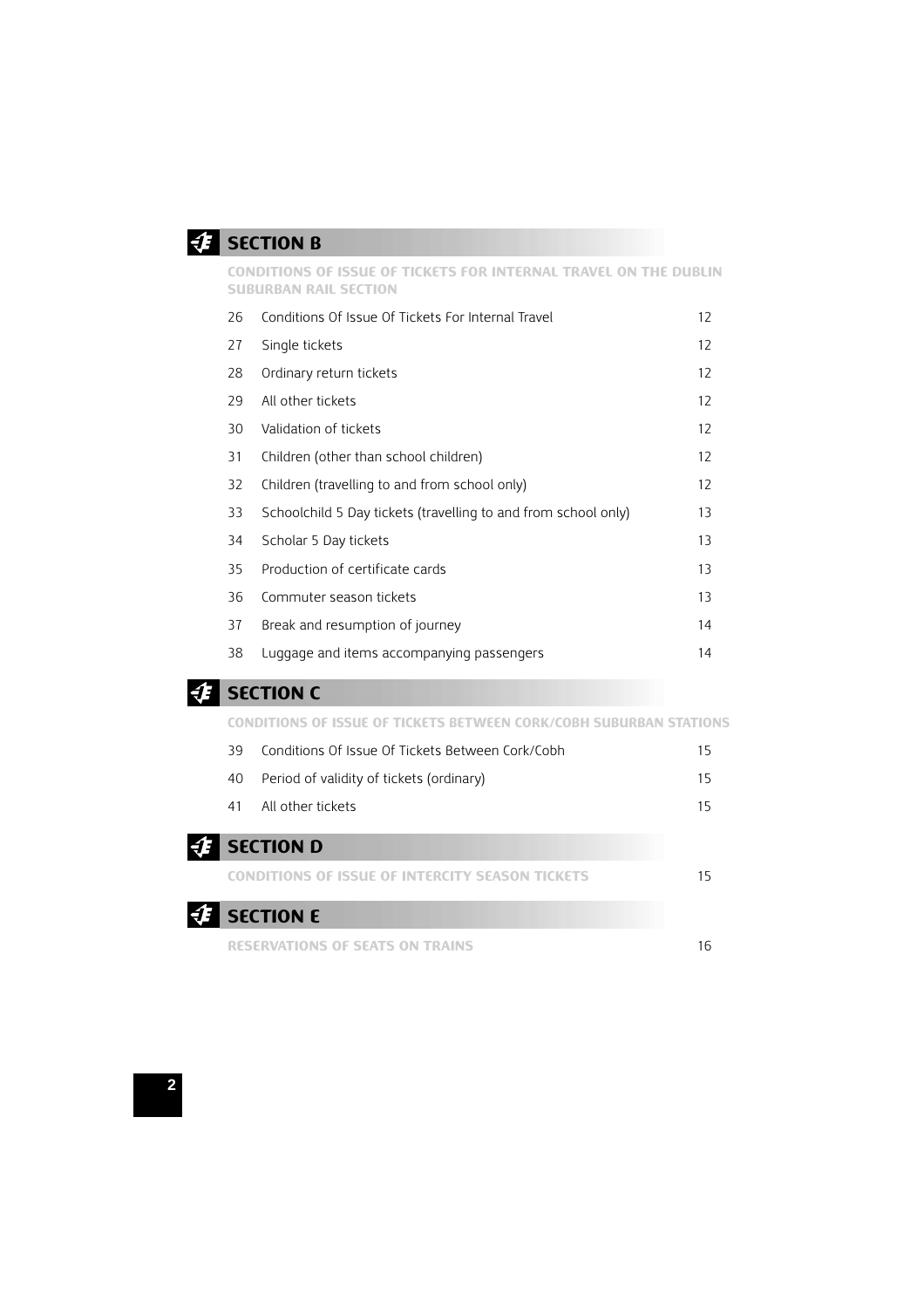## SECTION B

### CONDITIONS OF ISSUE OF TICKETS FOR INTERNAL TRAVEL ON THE DUBLIN SUBURBAN RAIL SECTION

| | | |
|---|---|---|
| 26 | Conditions Of Issue Of Tickets For Internal Travel | 12 |
| 27 | Single tickets | 12 |
| 28 | Ordinary return tickets | 12 |
| 29 | All other tickets | 12 |
| 30 | Validation of tickets | 12 |
| 31 | Children (other than school children) | 12 |
| 32 | Children (travelling to and from school only) | 12 |
| 33 | Schoolchild 5 Day tickets (travelling to and from school only) | 13 |
| 34 | Scholar 5 Day tickets | 13 |
| 35 | Production of certificate cards | 13 |
| 36 | Commuter season tickets | 13 |
| 37 | Break and resumption of journey | 14 |
| 38 | Luggage and items accompanying passengers | 14 |

## SECTION C

### CONDITIONS OF ISSUE OF TICKETS BETWEEN CORK/COBH SUBURBAN STATIONS

| | | |
|---|---|---|
| 39 | Conditions Of Issue Of Tickets Between Cork/Cobh | 15 |
| 40 | Period of validity of tickets (ordinary) | 15 |
| 41 | All other tickets | 15 |

## SECTION D

### CONDITIONS OF ISSUE OF INTERCITY SEASON TICKETS — 15

## SECTION E

### RESERVATIONS OF SEATS ON TRAINS — 16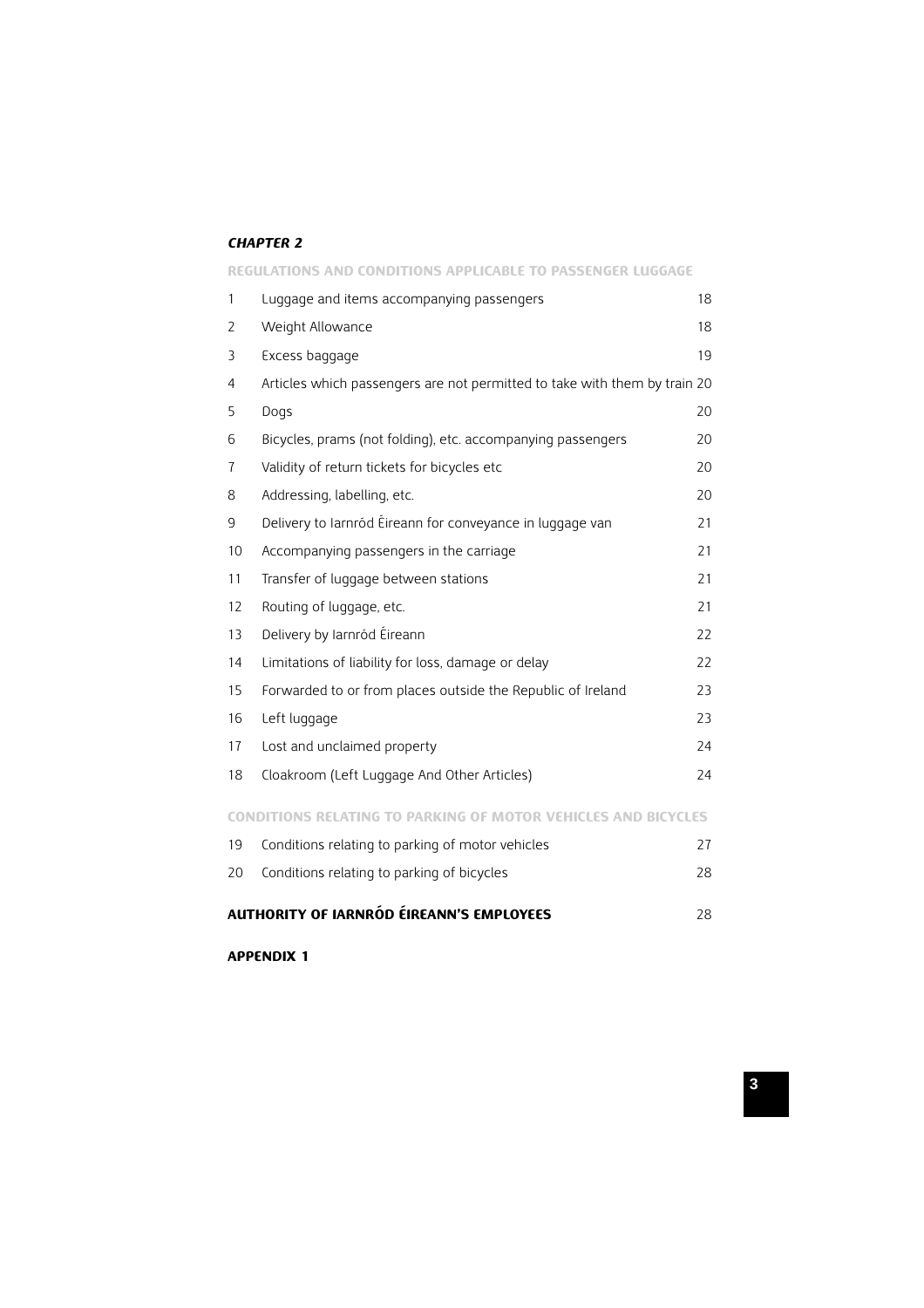***CHAPTER 2***

**REGULATIONS AND CONDITIONS APPLICABLE TO PASSENGER LUGGAGE**

| | | |
|---|---|---|
| 1 | Luggage and items accompanying passengers | 18 |
| 2 | Weight Allowance | 18 |
| 3 | Excess baggage | 19 |
| 4 | Articles which passengers are not permitted to take with them by train | 20 |
| 5 | Dogs | 20 |
| 6 | Bicycles, prams (not folding), etc. accompanying passengers | 20 |
| 7 | Validity of return tickets for bicycles etc | 20 |
| 8 | Addressing, labelling, etc. | 20 |
| 9 | Delivery to Iarnród Éireann for conveyance in luggage van | 21 |
| 10 | Accompanying passengers in the carriage | 21 |
| 11 | Transfer of luggage between stations | 21 |
| 12 | Routing of luggage, etc. | 21 |
| 13 | Delivery by Iarnród Éireann | 22 |
| 14 | Limitations of liability for loss, damage or delay | 22 |
| 15 | Forwarded to or from places outside the Republic of Ireland | 23 |
| 16 | Left luggage | 23 |
| 17 | Lost and unclaimed property | 24 |
| 18 | Cloakroom (Left Luggage And Other Articles) | 24 |

**CONDITIONS RELATING TO PARKING OF MOTOR VEHICLES AND BICYCLES**

| | | |
|---|---|---|
| 19 | Conditions relating to parking of motor vehicles | 27 |
| 20 | Conditions relating to parking of bicycles | 28 |

**AUTHORITY OF IARNRÓD ÉIREANN'S EMPLOYEES** 28

**APPENDIX 1**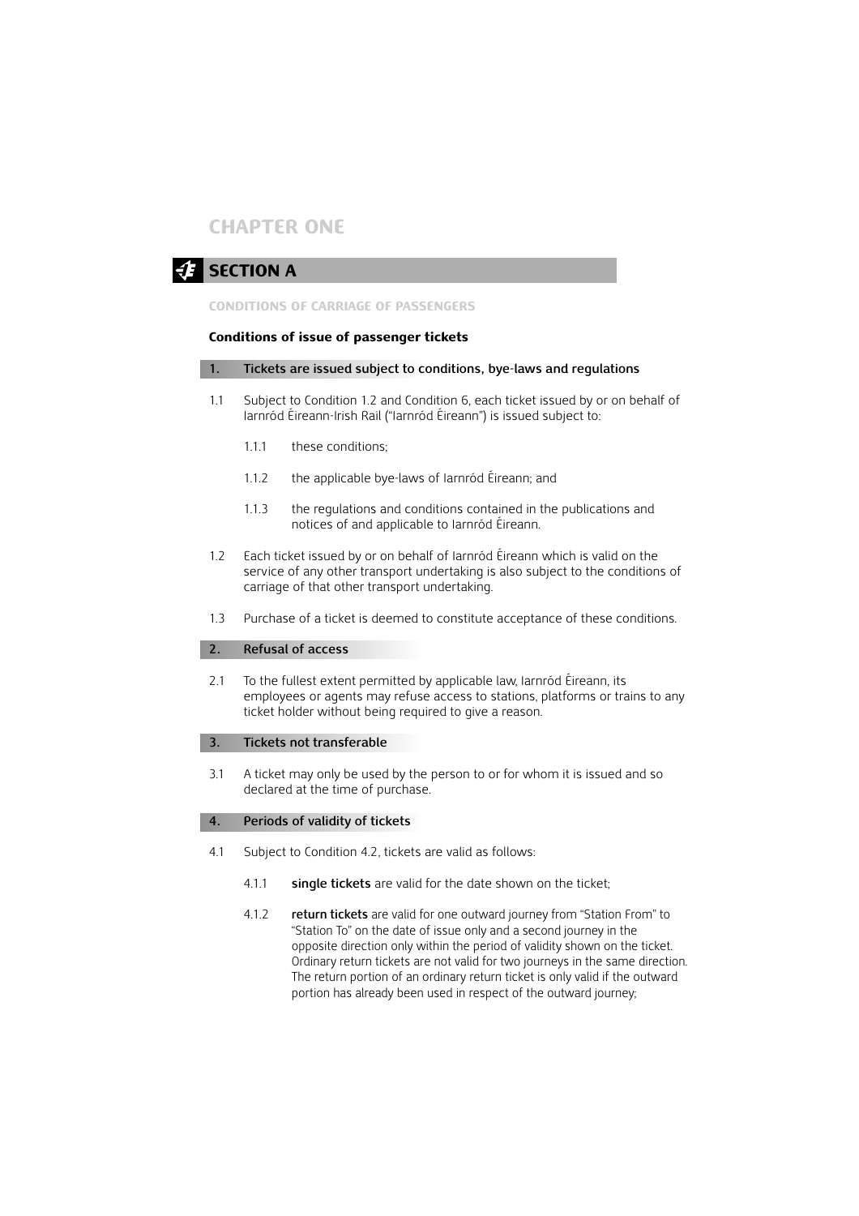# CHAPTER ONE

## SECTION A

### CONDITIONS OF CARRIAGE OF PASSENGERS

**Conditions of issue of passenger tickets**

#### 1. Tickets are issued subject to conditions, bye-laws and regulations

1.1 Subject to Condition 1.2 and Condition 6, each ticket issued by or on behalf of Iarnród Éireann-Irish Rail ("Iarnród Éireann") is issued subject to:

1.1.1 these conditions;

1.1.2 the applicable bye-laws of Iarnród Éireann; and

1.1.3 the regulations and conditions contained in the publications and notices of and applicable to Iarnród Éireann.

1.2 Each ticket issued by or on behalf of Iarnród Éireann which is valid on the service of any other transport undertaking is also subject to the conditions of carriage of that other transport undertaking.

1.3 Purchase of a ticket is deemed to constitute acceptance of these conditions.

#### 2. Refusal of access

2.1 To the fullest extent permitted by applicable law, Iarnród Éireann, its employees or agents may refuse access to stations, platforms or trains to any ticket holder without being required to give a reason.

#### 3. Tickets not transferable

3.1 A ticket may only be used by the person to or for whom it is issued and so declared at the time of purchase.

#### 4. Periods of validity of tickets

4.1 Subject to Condition 4.2, tickets are valid as follows:

4.1.1 **single tickets** are valid for the date shown on the ticket;

4.1.2 **return tickets** are valid for one outward journey from "Station From" to "Station To" on the date of issue only and a second journey in the opposite direction only within the period of validity shown on the ticket. Ordinary return tickets are not valid for two journeys in the same direction. The return portion of an ordinary return ticket is only valid if the outward portion has already been used in respect of the outward journey;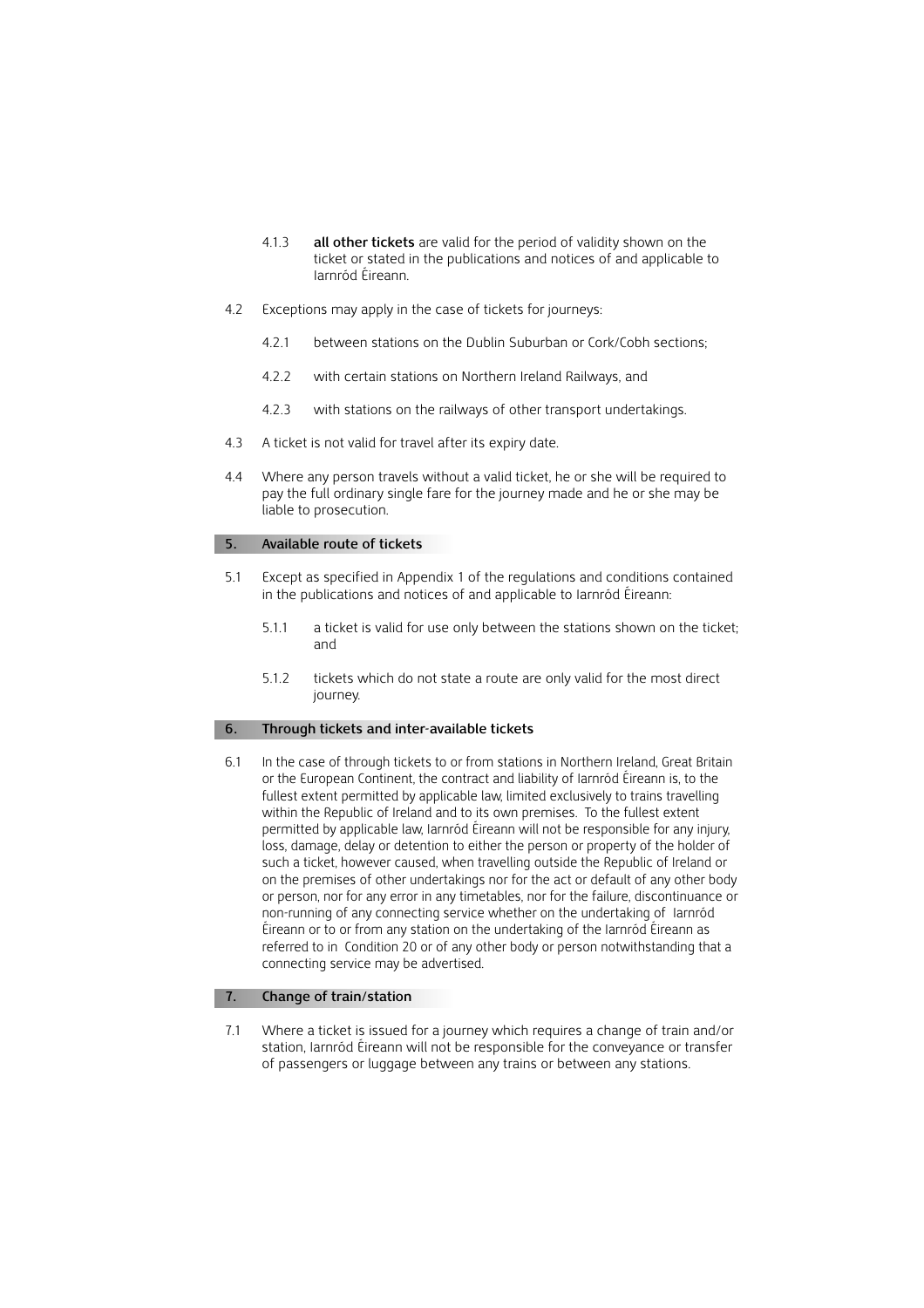4.1.3 **all other tickets** are valid for the period of validity shown on the ticket or stated in the publications and notices of and applicable to Iarnród Éireann.

4.2 Exceptions may apply in the case of tickets for journeys:

4.2.1 between stations on the Dublin Suburban or Cork/Cobh sections;

4.2.2 with certain stations on Northern Ireland Railways, and

4.2.3 with stations on the railways of other transport undertakings.

4.3 A ticket is not valid for travel after its expiry date.

4.4 Where any person travels without a valid ticket, he or she will be required to pay the full ordinary single fare for the journey made and he or she may be liable to prosecution.

## 5. Available route of tickets

5.1 Except as specified in Appendix 1 of the regulations and conditions contained in the publications and notices of and applicable to Iarnród Éireann:

5.1.1 a ticket is valid for use only between the stations shown on the ticket; and

5.1.2 tickets which do not state a route are only valid for the most direct journey.

## 6. Through tickets and inter-available tickets

6.1 In the case of through tickets to or from stations in Northern Ireland, Great Britain or the European Continent, the contract and liability of Iarnród Éireann is, to the fullest extent permitted by applicable law, limited exclusively to trains travelling within the Republic of Ireland and to its own premises. To the fullest extent permitted by applicable law, Iarnród Éireann will not be responsible for any injury, loss, damage, delay or detention to either the person or property of the holder of such a ticket, however caused, when travelling outside the Republic of Ireland or on the premises of other undertakings nor for the act or default of any other body or person, nor for any error in any timetables, nor for the failure, discontinuance or non-running of any connecting service whether on the undertaking of Iarnród Éireann or to or from any station on the undertaking of the Iarnród Éireann as referred to in Condition 20 or of any other body or person notwithstanding that a connecting service may be advertised.

## 7. Change of train/station

7.1 Where a ticket is issued for a journey which requires a change of train and/or station, Iarnród Éireann will not be responsible for the conveyance or transfer of passengers or luggage between any trains or between any stations.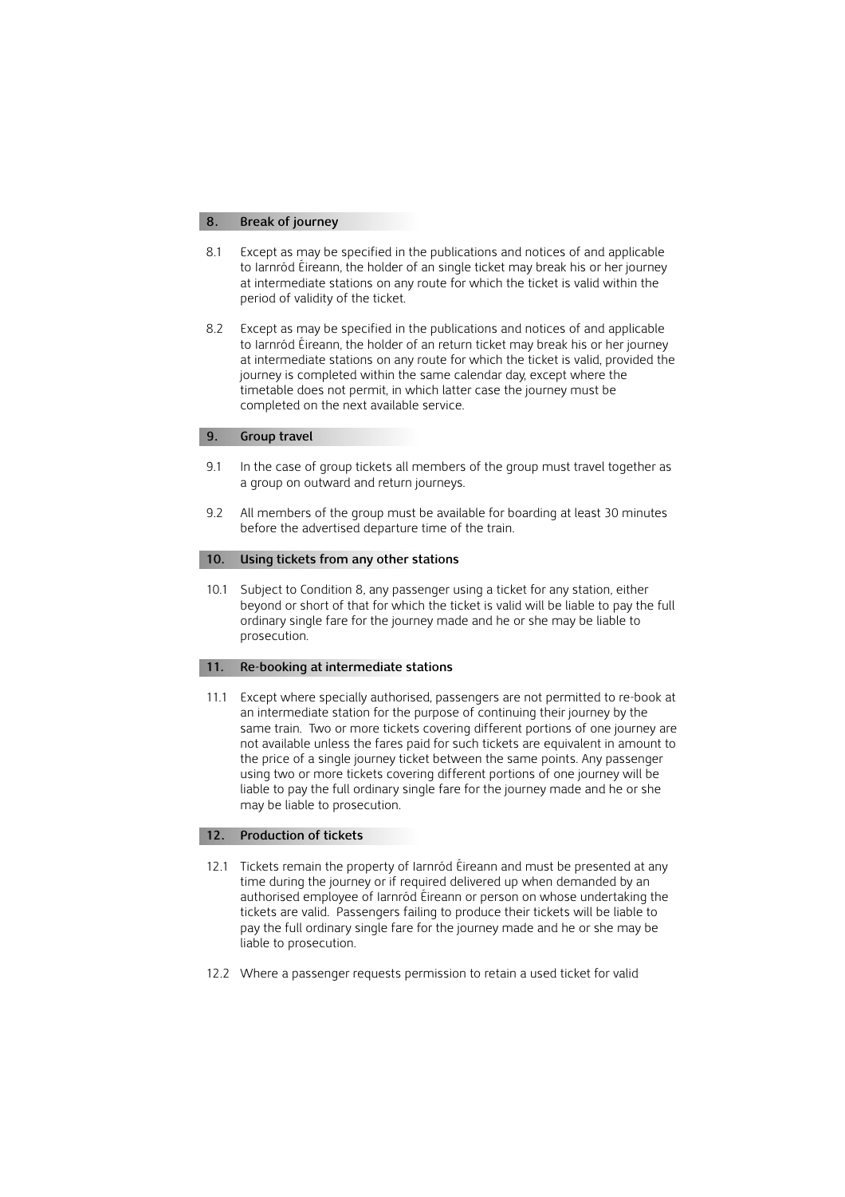## 8. Break of journey

8.1 Except as may be specified in the publications and notices of and applicable to Iarnród Éireann, the holder of an single ticket may break his or her journey at intermediate stations on any route for which the ticket is valid within the period of validity of the ticket.

8.2 Except as may be specified in the publications and notices of and applicable to Iarnród Éireann, the holder of an return ticket may break his or her journey at intermediate stations on any route for which the ticket is valid, provided the journey is completed within the same calendar day, except where the timetable does not permit, in which latter case the journey must be completed on the next available service.

## 9. Group travel

9.1 In the case of group tickets all members of the group must travel together as a group on outward and return journeys.

9.2 All members of the group must be available for boarding at least 30 minutes before the advertised departure time of the train.

## 10. Using tickets from any other stations

10.1 Subject to Condition 8, any passenger using a ticket for any station, either beyond or short of that for which the ticket is valid will be liable to pay the full ordinary single fare for the journey made and he or she may be liable to prosecution.

## 11. Re-booking at intermediate stations

11.1 Except where specially authorised, passengers are not permitted to re-book at an intermediate station for the purpose of continuing their journey by the same train. Two or more tickets covering different portions of one journey are not available unless the fares paid for such tickets are equivalent in amount to the price of a single journey ticket between the same points. Any passenger using two or more tickets covering different portions of one journey will be liable to pay the full ordinary single fare for the journey made and he or she may be liable to prosecution.

## 12. Production of tickets

12.1 Tickets remain the property of Iarnród Éireann and must be presented at any time during the journey or if required delivered up when demanded by an authorised employee of Iarnród Éireann or person on whose undertaking the tickets are valid. Passengers failing to produce their tickets will be liable to pay the full ordinary single fare for the journey made and he or she may be liable to prosecution.

12.2 Where a passenger requests permission to retain a used ticket for valid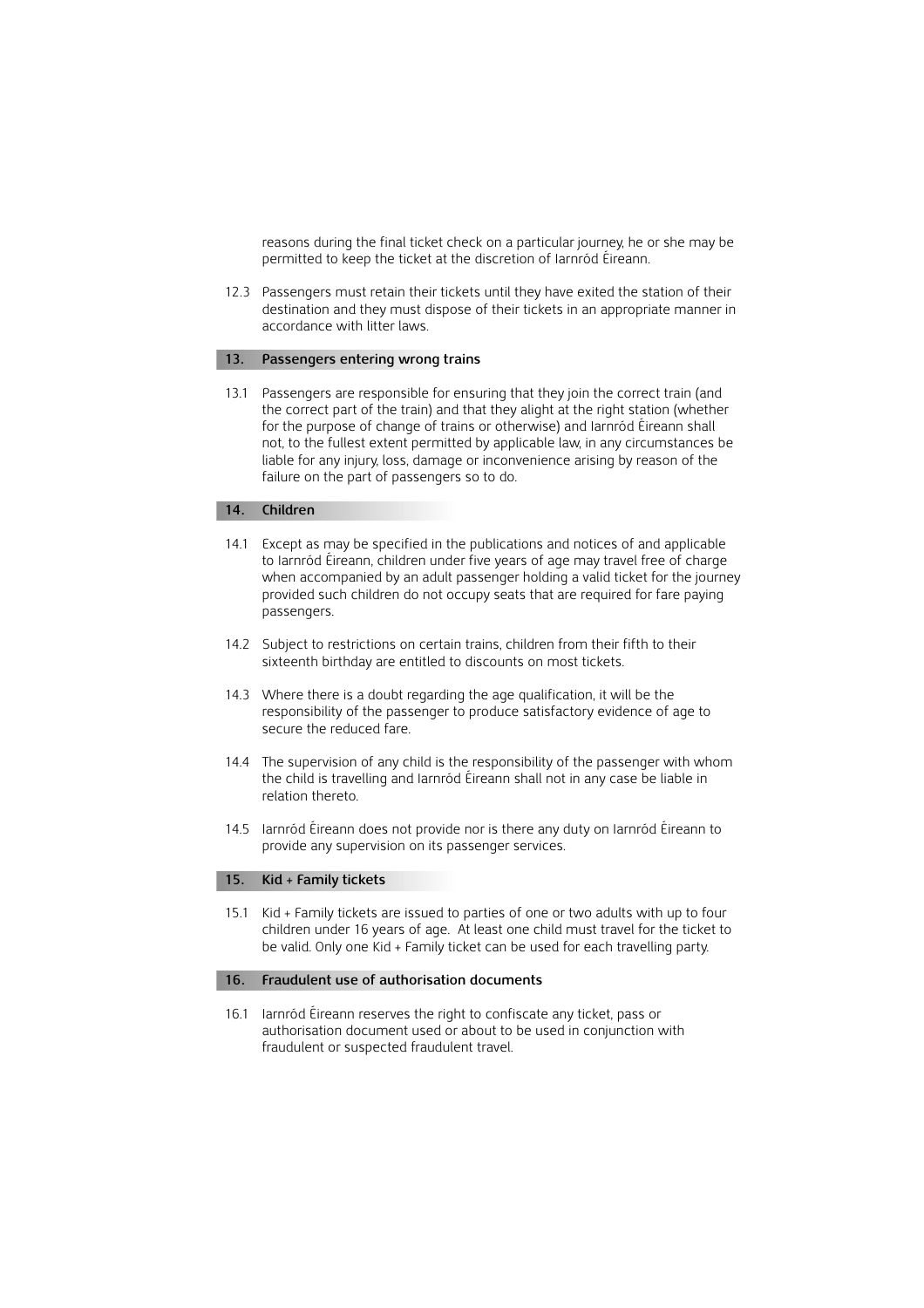reasons during the final ticket check on a particular journey, he or she may be permitted to keep the ticket at the discretion of Iarnród Éireann.

12.3 Passengers must retain their tickets until they have exited the station of their destination and they must dispose of their tickets in an appropriate manner in accordance with litter laws.

## 13. Passengers entering wrong trains

13.1 Passengers are responsible for ensuring that they join the correct train (and the correct part of the train) and that they alight at the right station (whether for the purpose of change of trains or otherwise) and Iarnród Éireann shall not, to the fullest extent permitted by applicable law, in any circumstances be liable for any injury, loss, damage or inconvenience arising by reason of the failure on the part of passengers so to do.

## 14. Children

14.1 Except as may be specified in the publications and notices of and applicable to Iarnród Éireann, children under five years of age may travel free of charge when accompanied by an adult passenger holding a valid ticket for the journey provided such children do not occupy seats that are required for fare paying passengers.

14.2 Subject to restrictions on certain trains, children from their fifth to their sixteenth birthday are entitled to discounts on most tickets.

14.3 Where there is a doubt regarding the age qualification, it will be the responsibility of the passenger to produce satisfactory evidence of age to secure the reduced fare.

14.4 The supervision of any child is the responsibility of the passenger with whom the child is travelling and Iarnród Éireann shall not in any case be liable in relation thereto.

14.5 Iarnród Éireann does not provide nor is there any duty on Iarnród Éireann to provide any supervision on its passenger services.

## 15. Kid + Family tickets

15.1 Kid + Family tickets are issued to parties of one or two adults with up to four children under 16 years of age. At least one child must travel for the ticket to be valid. Only one Kid + Family ticket can be used for each travelling party.

## 16. Fraudulent use of authorisation documents

16.1 Iarnród Éireann reserves the right to confiscate any ticket, pass or authorisation document used or about to be used in conjunction with fraudulent or suspected fraudulent travel.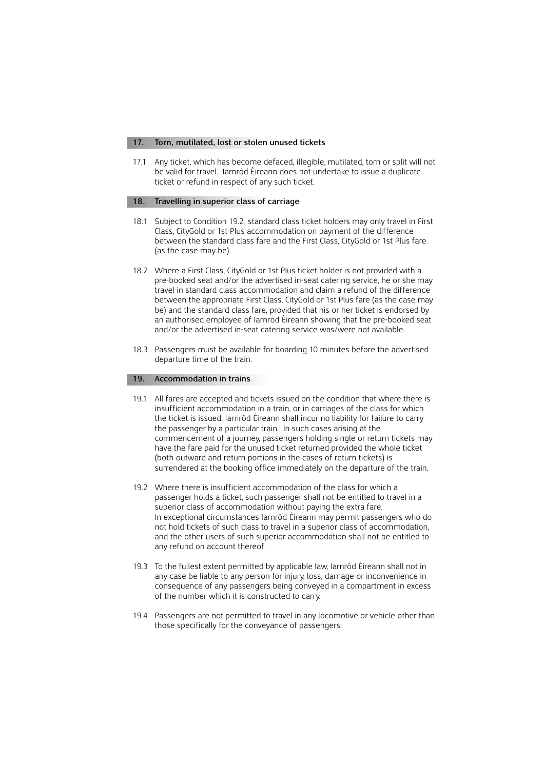## 17. Torn, mutilated, lost or stolen unused tickets

17.1 Any ticket, which has become defaced, illegible, mutilated, torn or split will not be valid for travel. Iarnród Éireann does not undertake to issue a duplicate ticket or refund in respect of any such ticket.

## 18. Travelling in superior class of carriage

18.1 Subject to Condition 19.2, standard class ticket holders may only travel in First Class, CityGold or 1st Plus accommodation on payment of the difference between the standard class fare and the First Class, CityGold or 1st Plus fare (as the case may be).

18.2 Where a First Class, CityGold or 1st Plus ticket holder is not provided with a pre-booked seat and/or the advertised in-seat catering service, he or she may travel in standard class accommodation and claim a refund of the difference between the appropriate First Class, CityGold or 1st Plus fare (as the case may be) and the standard class fare, provided that his or her ticket is endorsed by an authorised employee of Iarnród Éireann showing that the pre-booked seat and/or the advertised in-seat catering service was/were not available.

18.3 Passengers must be available for boarding 10 minutes before the advertised departure time of the train.

## 19. Accommodation in trains

19.1 All fares are accepted and tickets issued on the condition that where there is insufficient accommodation in a train, or in carriages of the class for which the ticket is issued, Iarnród Éireann shall incur no liability for failure to carry the passenger by a particular train. In such cases arising at the commencement of a journey, passengers holding single or return tickets may have the fare paid for the unused ticket returned provided the whole ticket (both outward and return portions in the cases of return tickets) is surrendered at the booking office immediately on the departure of the train.

19.2 Where there is insufficient accommodation of the class for which a passenger holds a ticket, such passenger shall not be entitled to travel in a superior class of accommodation without paying the extra fare.
In exceptional circumstances Iarnród Éireann may permit passengers who do not hold tickets of such class to travel in a superior class of accommodation, and the other users of such superior accommodation shall not be entitled to any refund on account thereof.

19.3 To the fullest extent permitted by applicable law, Iarnród Éireann shall not in any case be liable to any person for injury, loss, damage or inconvenience in consequence of any passengers being conveyed in a compartment in excess of the number which it is constructed to carry.

19.4 Passengers are not permitted to travel in any locomotive or vehicle other than those specifically for the conveyance of passengers.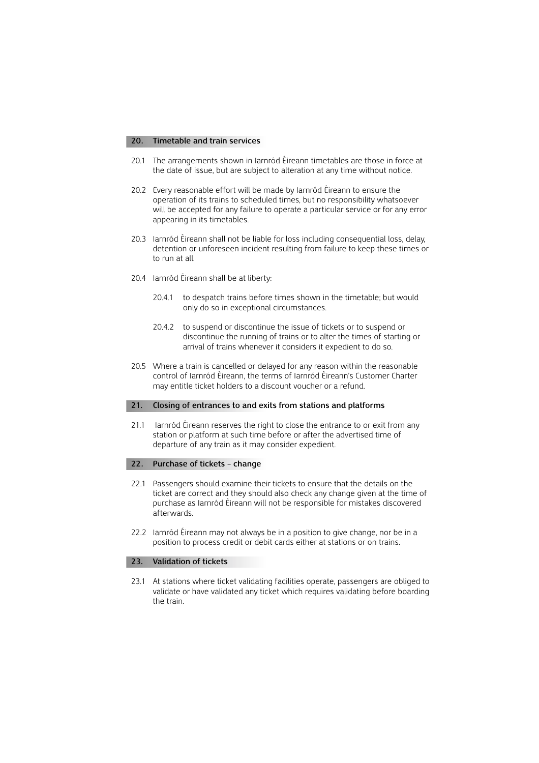## 20. Timetable and train services

20.1 The arrangements shown in Iarnród Éireann timetables are those in force at the date of issue, but are subject to alteration at any time without notice.

20.2 Every reasonable effort will be made by Iarnród Éireann to ensure the operation of its trains to scheduled times, but no responsibility whatsoever will be accepted for any failure to operate a particular service or for any error appearing in its timetables.

20.3 Iarnród Éireann shall not be liable for loss including consequential loss, delay, detention or unforeseen incident resulting from failure to keep these times or to run at all.

20.4 Iarnród Éireann shall be at liberty:

20.4.1 to despatch trains before times shown in the timetable; but would only do so in exceptional circumstances.

20.4.2 to suspend or discontinue the issue of tickets or to suspend or discontinue the running of trains or to alter the times of starting or arrival of trains whenever it considers it expedient to do so.

20.5 Where a train is cancelled or delayed for any reason within the reasonable control of Iarnród Éireann, the terms of Iarnród Éireann's Customer Charter may entitle ticket holders to a discount voucher or a refund.

## 21. Closing of entrances to and exits from stations and platforms

21.1 Iarnród Éireann reserves the right to close the entrance to or exit from any station or platform at such time before or after the advertised time of departure of any train as it may consider expedient.

## 22. Purchase of tickets – change

22.1 Passengers should examine their tickets to ensure that the details on the ticket are correct and they should also check any change given at the time of purchase as Iarnród Éireann will not be responsible for mistakes discovered afterwards.

22.2 Iarnród Éireann may not always be in a position to give change, nor be in a position to process credit or debit cards either at stations or on trains.

## 23. Validation of tickets

23.1 At stations where ticket validating facilities operate, passengers are obliged to validate or have validated any ticket which requires validating before boarding the train.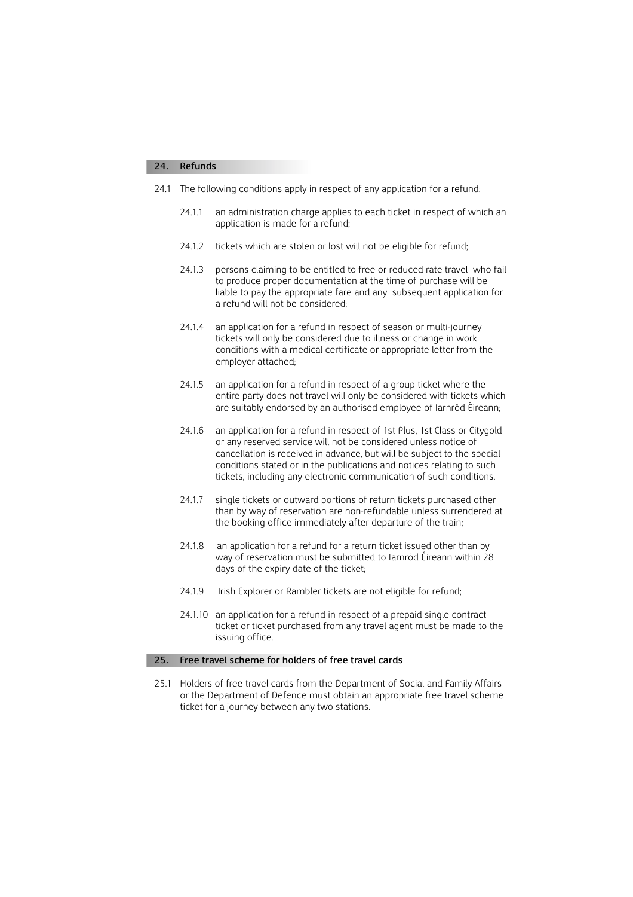## 24. Refunds

24.1 The following conditions apply in respect of any application for a refund:

24.1.1 an administration charge applies to each ticket in respect of which an application is made for a refund;

24.1.2 tickets which are stolen or lost will not be eligible for refund;

24.1.3 persons claiming to be entitled to free or reduced rate travel who fail to produce proper documentation at the time of purchase will be liable to pay the appropriate fare and any subsequent application for a refund will not be considered;

24.1.4 an application for a refund in respect of season or multi-journey tickets will only be considered due to illness or change in work conditions with a medical certificate or appropriate letter from the employer attached;

24.1.5 an application for a refund in respect of a group ticket where the entire party does not travel will only be considered with tickets which are suitably endorsed by an authorised employee of Iarnród Éireann;

24.1.6 an application for a refund in respect of 1st Plus, 1st Class or Citygold or any reserved service will not be considered unless notice of cancellation is received in advance, but will be subject to the special conditions stated or in the publications and notices relating to such tickets, including any electronic communication of such conditions.

24.1.7 single tickets or outward portions of return tickets purchased other than by way of reservation are non-refundable unless surrendered at the booking office immediately after departure of the train;

24.1.8 an application for a refund for a return ticket issued other than by way of reservation must be submitted to Iarnród Éireann within 28 days of the expiry date of the ticket;

24.1.9 Irish Explorer or Rambler tickets are not eligible for refund;

24.1.10 an application for a refund in respect of a prepaid single contract ticket or ticket purchased from any travel agent must be made to the issuing office.

## 25. Free travel scheme for holders of free travel cards

25.1 Holders of free travel cards from the Department of Social and Family Affairs or the Department of Defence must obtain an appropriate free travel scheme ticket for a journey between any two stations.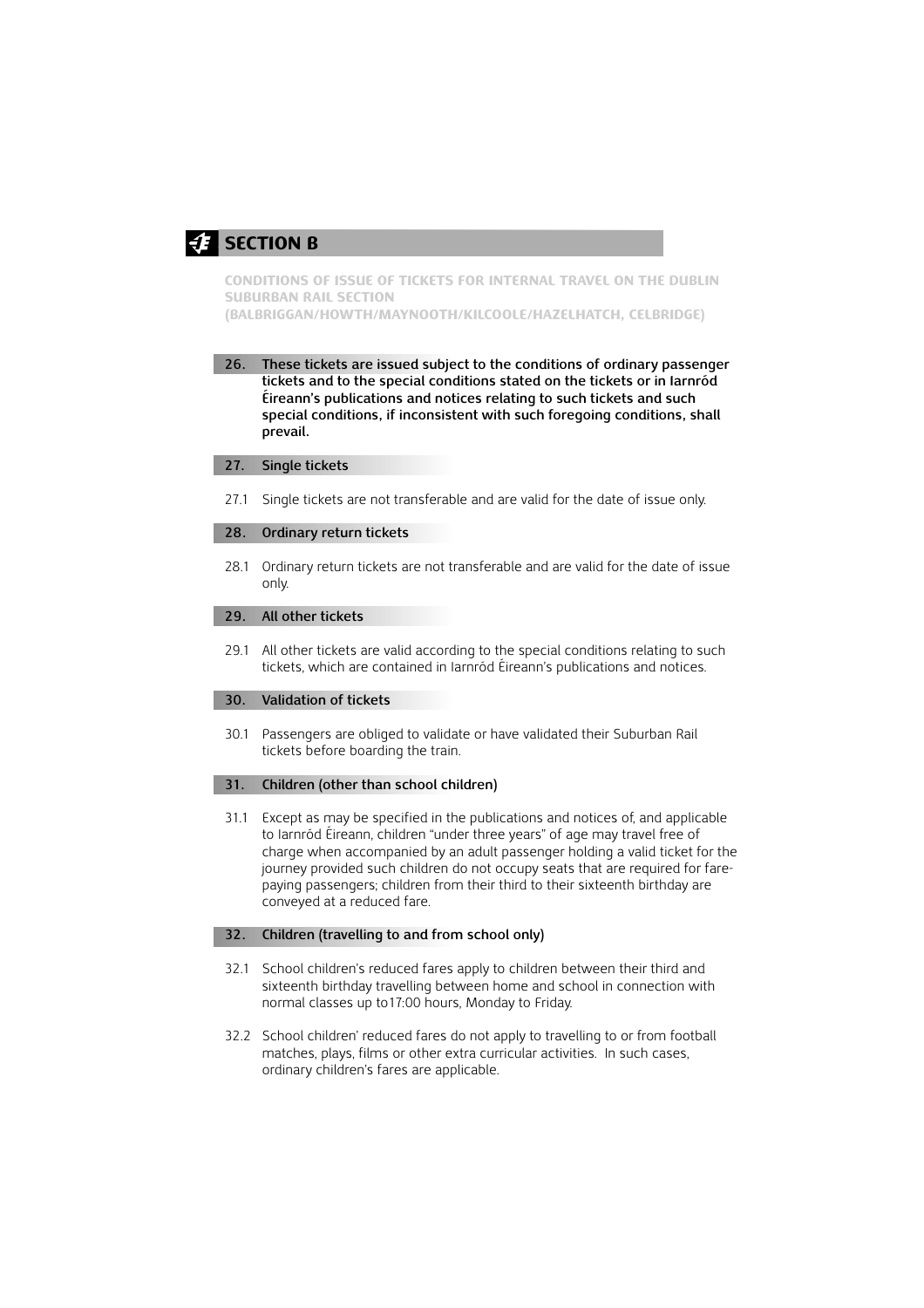## SECTION B

**CONDITIONS OF ISSUE OF TICKETS FOR INTERNAL TRAVEL ON THE DUBLIN SUBURBAN RAIL SECTION (BALBRIGGAN/HOWTH/MAYNOOTH/KILCOOLE/HAZELHATCH, CELBRIDGE)**

**26. These tickets are issued subject to the conditions of ordinary passenger tickets and to the special conditions stated on the tickets or in Iarnród Éireann's publications and notices relating to such tickets and such special conditions, if inconsistent with such foregoing conditions, shall prevail.**

### 27. Single tickets

27.1 Single tickets are not transferable and are valid for the date of issue only.

### 28. Ordinary return tickets

28.1 Ordinary return tickets are not transferable and are valid for the date of issue only.

### 29. All other tickets

29.1 All other tickets are valid according to the special conditions relating to such tickets, which are contained in Iarnród Éireann's publications and notices.

### 30. Validation of tickets

30.1 Passengers are obliged to validate or have validated their Suburban Rail tickets before boarding the train.

### 31. Children (other than school children)

31.1 Except as may be specified in the publications and notices of, and applicable to Iarnród Éireann, children "under three years" of age may travel free of charge when accompanied by an adult passenger holding a valid ticket for the journey provided such children do not occupy seats that are required for fare-paying passengers; children from their third to their sixteenth birthday are conveyed at a reduced fare.

### 32. Children (travelling to and from school only)

32.1 School children's reduced fares apply to children between their third and sixteenth birthday travelling between home and school in connection with normal classes up to17:00 hours, Monday to Friday.

32.2 School children' reduced fares do not apply to travelling to or from football matches, plays, films or other extra curricular activities. In such cases, ordinary children's fares are applicable.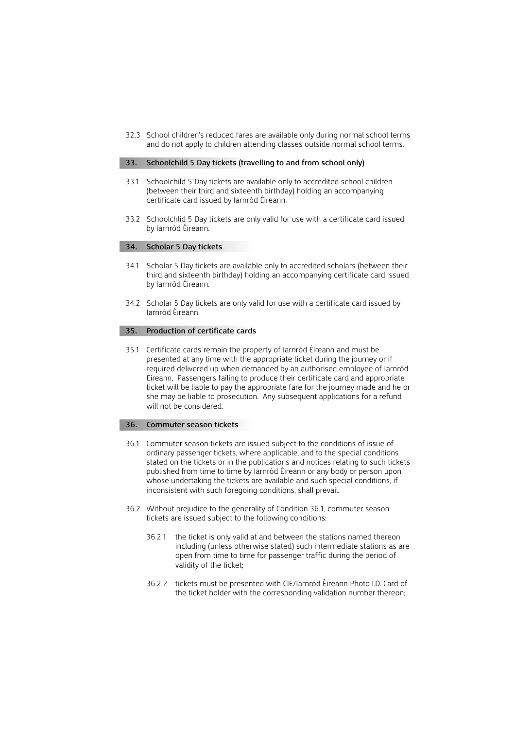32.3 School children's reduced fares are available only during normal school terms and do not apply to children attending classes outside normal school terms.

## 33. Schoolchild 5 Day tickets (travelling to and from school only)

33.1 Schoolchild 5 Day tickets are available only to accredited school children (between their third and sixteenth birthday) holding an accompanying certificate card issued by Iarnród Éireann.

33.2 Schoolchlid 5 Day tickets are only valid for use with a certificate card issued by Iarnród Éireann.

## 34. Scholar 5 Day tickets

34.1 Scholar 5 Day tickets are available only to accredited scholars (between their third and sixteenth birthday) holding an accompanying certificate card issued by Iarnród Éireann.

34.2 Scholar 5 Day tickets are only valid for use with a certificate card issued by Iarnród Éireann.

## 35. Production of certificate cards

35.1 Certificate cards remain the property of Iarnród Éireann and must be presented at any time with the appropriate ticket during the journey or if required delivered up when demanded by an authorised employee of Iarnród Éireann. Passengers failing to produce their certificate card and appropriate ticket will be liable to pay the appropriate fare for the journey made and he or she may be liable to prosecution. Any subsequent applications for a refund will not be considered.

## 36. Commuter season tickets

36.1 Commuter season tickets are issued subject to the conditions of issue of ordinary passenger tickets, where applicable, and to the special conditions stated on the tickets or in the publications and notices relating to such tickets published from time to time by Iarnród Éireann or any body or person upon whose undertaking the tickets are available and such special conditions, if inconsistent with such foregoing conditions, shall prevail.

36.2 Without prejudice to the generality of Condition 36.1, commuter season tickets are issued subject to the following conditions:

36.2.1 the ticket is only valid at and between the stations named thereon including (unless otherwise stated) such intermediate stations as are open from time to time for passenger traffic during the period of validity of the ticket;

36.2.2 tickets must be presented with CIE/Iarnród Éireann Photo I.D. Card of the ticket holder with the corresponding validation number thereon;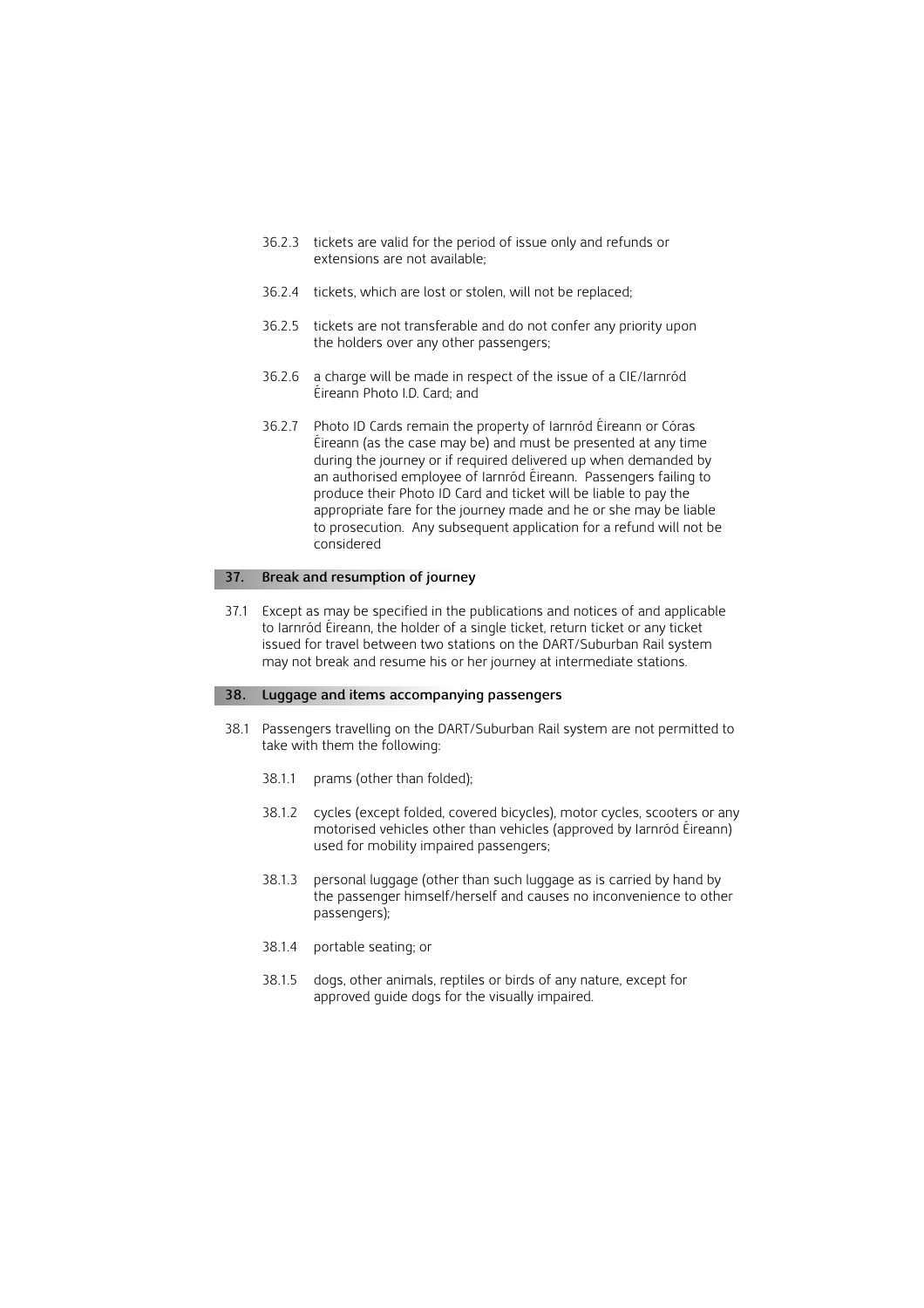36.2.3 tickets are valid for the period of issue only and refunds or extensions are not available;

36.2.4 tickets, which are lost or stolen, will not be replaced;

36.2.5 tickets are not transferable and do not confer any priority upon the holders over any other passengers;

36.2.6 a charge will be made in respect of the issue of a CIE/Iarnród Éireann Photo I.D. Card; and

36.2.7 Photo ID Cards remain the property of Iarnród Éireann or Córas Éireann (as the case may be) and must be presented at any time during the journey or if required delivered up when demanded by an authorised employee of Iarnród Éireann. Passengers failing to produce their Photo ID Card and ticket will be liable to pay the appropriate fare for the journey made and he or she may be liable to prosecution. Any subsequent application for a refund will not be considered

## 37. Break and resumption of journey

37.1 Except as may be specified in the publications and notices of and applicable to Iarnród Éireann, the holder of a single ticket, return ticket or any ticket issued for travel between two stations on the DART/Suburban Rail system may not break and resume his or her journey at intermediate stations.

## 38. Luggage and items accompanying passengers

38.1 Passengers travelling on the DART/Suburban Rail system are not permitted to take with them the following:

38.1.1 prams (other than folded);

38.1.2 cycles (except folded, covered bicycles), motor cycles, scooters or any motorised vehicles other than vehicles (approved by Iarnród Éireann) used for mobility impaired passengers;

38.1.3 personal luggage (other than such luggage as is carried by hand by the passenger himself/herself and causes no inconvenience to other passengers);

38.1.4 portable seating; or

38.1.5 dogs, other animals, reptiles or birds of any nature, except for approved guide dogs for the visually impaired.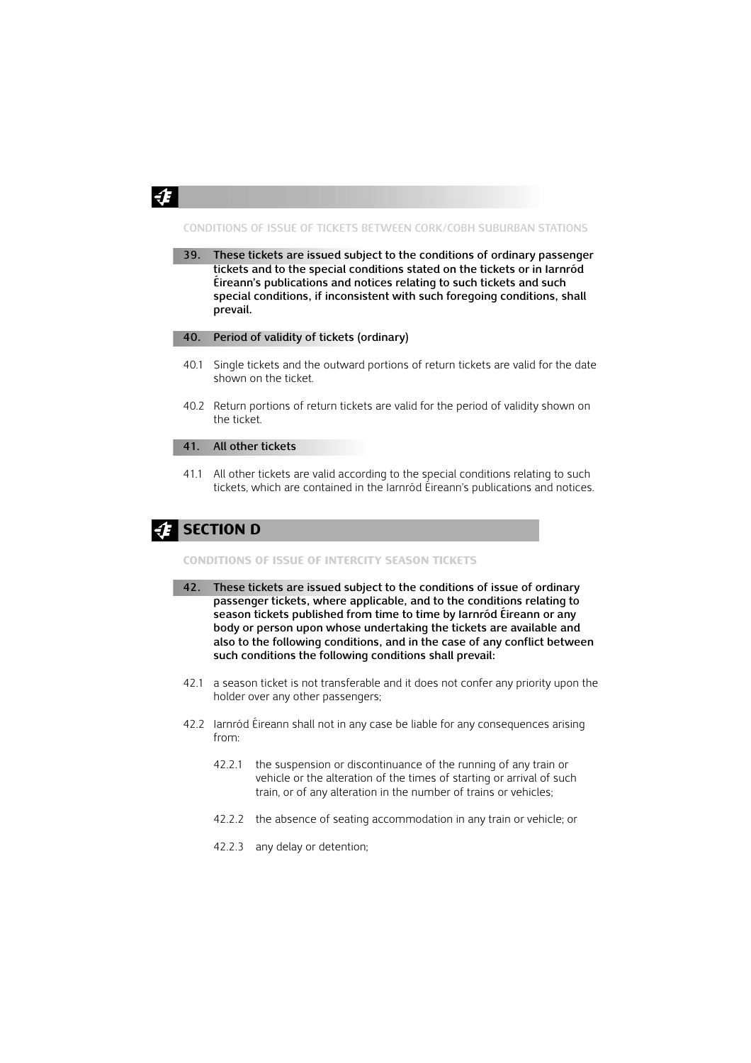### CONDITIONS OF ISSUE OF TICKETS BETWEEN CORK/COBH SUBURBAN STATIONS

**39. These tickets are issued subject to the conditions of ordinary passenger tickets and to the special conditions stated on the tickets or in Iarnród Éireann's publications and notices relating to such tickets and such special conditions, if inconsistent with such foregoing conditions, shall prevail.**

**40. Period of validity of tickets (ordinary)**

40.1 Single tickets and the outward portions of return tickets are valid for the date shown on the ticket.

40.2 Return portions of return tickets are valid for the period of validity shown on the ticket.

**41. All other tickets**

41.1 All other tickets are valid according to the special conditions relating to such tickets, which are contained in the Iarnród Éireann's publications and notices.

## SECTION D

### CONDITIONS OF ISSUE OF INTERCITY SEASON TICKETS

**42. These tickets are issued subject to the conditions of issue of ordinary passenger tickets, where applicable, and to the conditions relating to season tickets published from time to time by Iarnród Éireann or any body or person upon whose undertaking the tickets are available and also to the following conditions, and in the case of any conflict between such conditions the following conditions shall prevail:**

42.1 a season ticket is not transferable and it does not confer any priority upon the holder over any other passengers;

42.2 Iarnród Éireann shall not in any case be liable for any consequences arising from:

42.2.1 the suspension or discontinuance of the running of any train or vehicle or the alteration of the times of starting or arrival of such train, or of any alteration in the number of trains or vehicles;

42.2.2 the absence of seating accommodation in any train or vehicle; or

42.2.3 any delay or detention;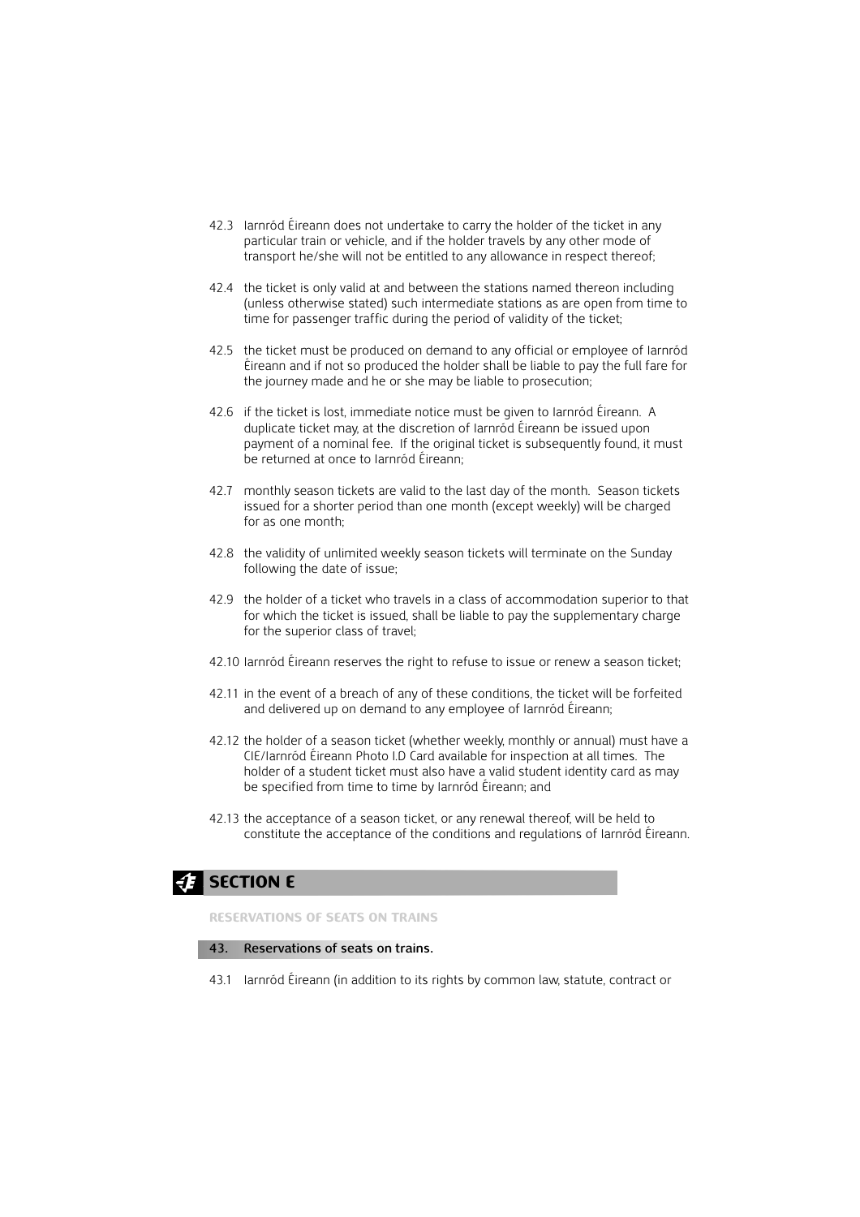42.3 Iarnród Éireann does not undertake to carry the holder of the ticket in any particular train or vehicle, and if the holder travels by any other mode of transport he/she will not be entitled to any allowance in respect thereof;

42.4 the ticket is only valid at and between the stations named thereon including (unless otherwise stated) such intermediate stations as are open from time to time for passenger traffic during the period of validity of the ticket;

42.5 the ticket must be produced on demand to any official or employee of Iarnród Éireann and if not so produced the holder shall be liable to pay the full fare for the journey made and he or she may be liable to prosecution;

42.6 if the ticket is lost, immediate notice must be given to Iarnród Éireann. A duplicate ticket may, at the discretion of Iarnród Éireann be issued upon payment of a nominal fee. If the original ticket is subsequently found, it must be returned at once to Iarnród Éireann;

42.7 monthly season tickets are valid to the last day of the month. Season tickets issued for a shorter period than one month (except weekly) will be charged for as one month;

42.8 the validity of unlimited weekly season tickets will terminate on the Sunday following the date of issue;

42.9 the holder of a ticket who travels in a class of accommodation superior to that for which the ticket is issued, shall be liable to pay the supplementary charge for the superior class of travel;

42.10 Iarnród Éireann reserves the right to refuse to issue or renew a season ticket;

42.11 in the event of a breach of any of these conditions, the ticket will be forfeited and delivered up on demand to any employee of Iarnród Éireann;

42.12 the holder of a season ticket (whether weekly, monthly or annual) must have a CIE/Iarnród Éireann Photo I.D Card available for inspection at all times. The holder of a student ticket must also have a valid student identity card as may be specified from time to time by Iarnród Éireann; and

42.13 the acceptance of a season ticket, or any renewal thereof, will be held to constitute the acceptance of the conditions and regulations of Iarnród Éireann.

## SECTION E

### RESERVATIONS OF SEATS ON TRAINS

#### 43. Reservations of seats on trains.

43.1 Iarnród Éireann (in addition to its rights by common law, statute, contract or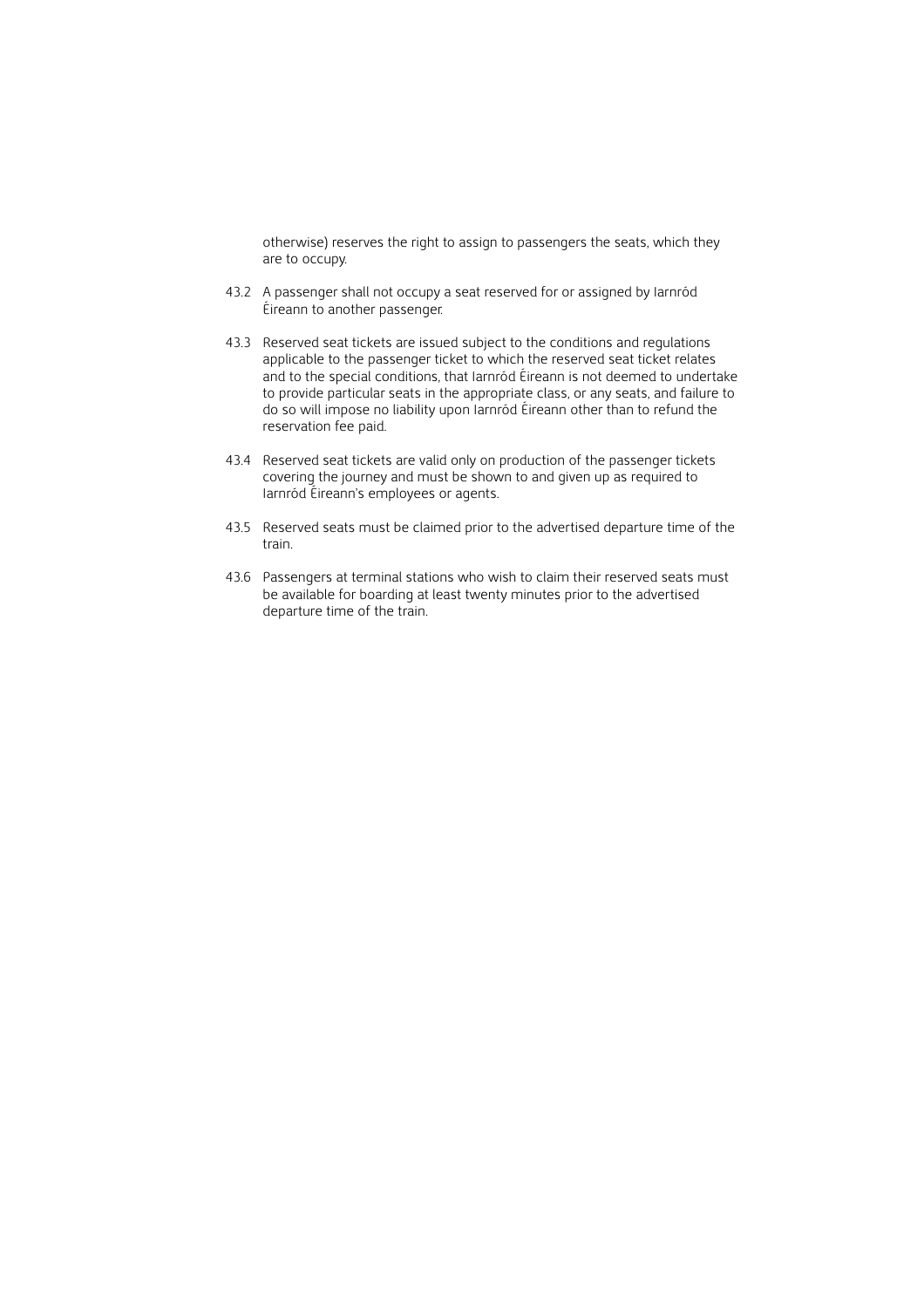otherwise) reserves the right to assign to passengers the seats, which they are to occupy.

43.2 A passenger shall not occupy a seat reserved for or assigned by Iarnród Éireann to another passenger.

43.3 Reserved seat tickets are issued subject to the conditions and regulations applicable to the passenger ticket to which the reserved seat ticket relates and to the special conditions, that Iarnród Éireann is not deemed to undertake to provide particular seats in the appropriate class, or any seats, and failure to do so will impose no liability upon Iarnród Éireann other than to refund the reservation fee paid.

43.4 Reserved seat tickets are valid only on production of the passenger tickets covering the journey and must be shown to and given up as required to Iarnród Éireann's employees or agents.

43.5 Reserved seats must be claimed prior to the advertised departure time of the train.

43.6 Passengers at terminal stations who wish to claim their reserved seats must be available for boarding at least twenty minutes prior to the advertised departure time of the train.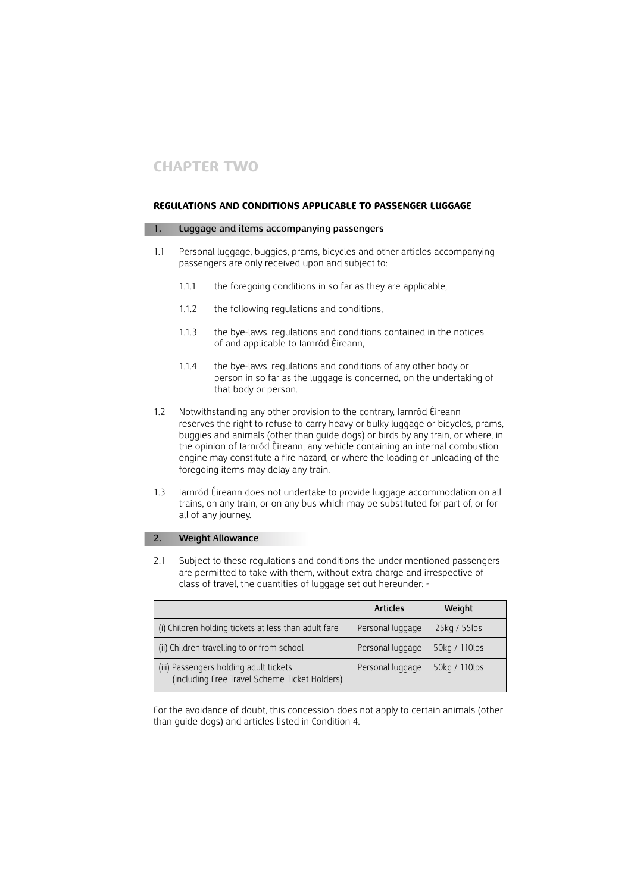# CHAPTER TWO

## REGULATIONS AND CONDITIONS APPLICABLE TO PASSENGER LUGGAGE

### 1. Luggage and items accompanying passengers

1.1 Personal luggage, buggies, prams, bicycles and other articles accompanying passengers are only received upon and subject to:

1.1.1 the foregoing conditions in so far as they are applicable,

1.1.2 the following regulations and conditions,

1.1.3 the bye-laws, regulations and conditions contained in the notices of and applicable to Iarnród Éireann,

1.1.4 the bye-laws, regulations and conditions of any other body or person in so far as the luggage is concerned, on the undertaking of that body or person.

1.2 Notwithstanding any other provision to the contrary, Iarnród Éireann reserves the right to refuse to carry heavy or bulky luggage or bicycles, prams, buggies and animals (other than guide dogs) or birds by any train, or where, in the opinion of Iarnród Éireann, any vehicle containing an internal combustion engine may constitute a fire hazard, or where the loading or unloading of the foregoing items may delay any train.

1.3 Iarnród Éireann does not undertake to provide luggage accommodation on all trains, on any train, or on any bus which may be substituted for part of, or for all of any journey.

### 2. Weight Allowance

2.1 Subject to these regulations and conditions the under mentioned passengers are permitted to take with them, without extra charge and irrespective of class of travel, the quantities of luggage set out hereunder: -

| | Articles | Weight |
|---|---|---|
| (i) Children holding tickets at less than adult fare | Personal luggage | 25kg / 55lbs |
| (ii) Children travelling to or from school | Personal luggage | 50kg / 110lbs |
| (iii) Passengers holding adult tickets (including Free Travel Scheme Ticket Holders) | Personal luggage | 50kg / 110lbs |

For the avoidance of doubt, this concession does not apply to certain animals (other than guide dogs) and articles listed in Condition 4.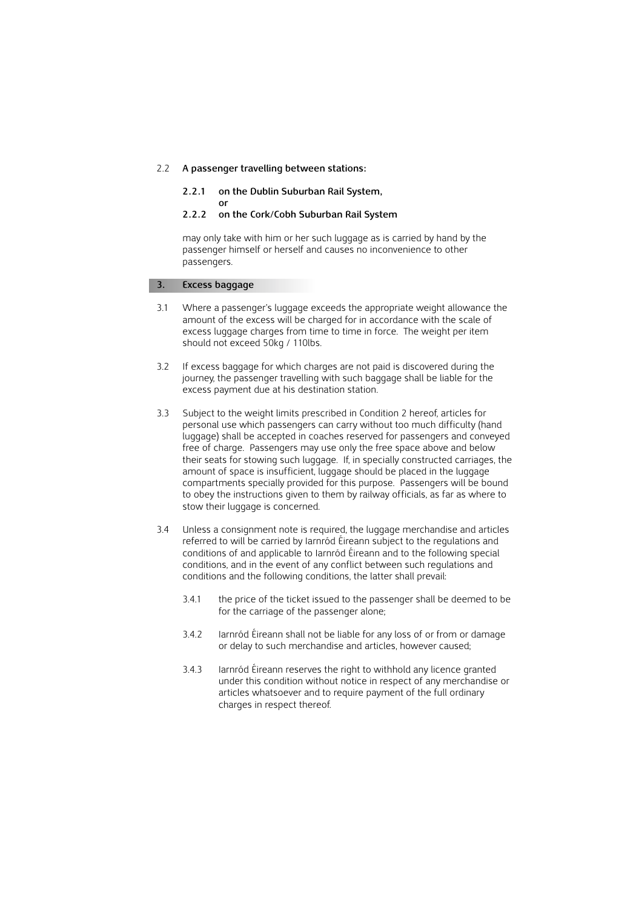2.2 **A passenger travelling between stations:**

**2.2.1 on the Dublin Suburban Rail System,**
**or**
**2.2.2 on the Cork/Cobh Suburban Rail System**

may only take with him or her such luggage as is carried by hand by the passenger himself or herself and causes no inconvenience to other passengers.

## 3. Excess baggage

3.1 Where a passenger's luggage exceeds the appropriate weight allowance the amount of the excess will be charged for in accordance with the scale of excess luggage charges from time to time in force. The weight per item should not exceed 50kg / 110lbs.

3.2 If excess baggage for which charges are not paid is discovered during the journey, the passenger travelling with such baggage shall be liable for the excess payment due at his destination station.

3.3 Subject to the weight limits prescribed in Condition 2 hereof, articles for personal use which passengers can carry without too much difficulty (hand luggage) shall be accepted in coaches reserved for passengers and conveyed free of charge. Passengers may use only the free space above and below their seats for stowing such luggage. If, in specially constructed carriages, the amount of space is insufficient, luggage should be placed in the luggage compartments specially provided for this purpose. Passengers will be bound to obey the instructions given to them by railway officials, as far as where to stow their luggage is concerned.

3.4 Unless a consignment note is required, the luggage merchandise and articles referred to will be carried by Iarnród Éireann subject to the regulations and conditions of and applicable to Iarnród Éireann and to the following special conditions, and in the event of any conflict between such regulations and conditions and the following conditions, the latter shall prevail:

3.4.1 the price of the ticket issued to the passenger shall be deemed to be for the carriage of the passenger alone;

3.4.2 Iarnród Éireann shall not be liable for any loss of or from or damage or delay to such merchandise and articles, however caused;

3.4.3 Iarnród Éireann reserves the right to withhold any licence granted under this condition without notice in respect of any merchandise or articles whatsoever and to require payment of the full ordinary charges in respect thereof.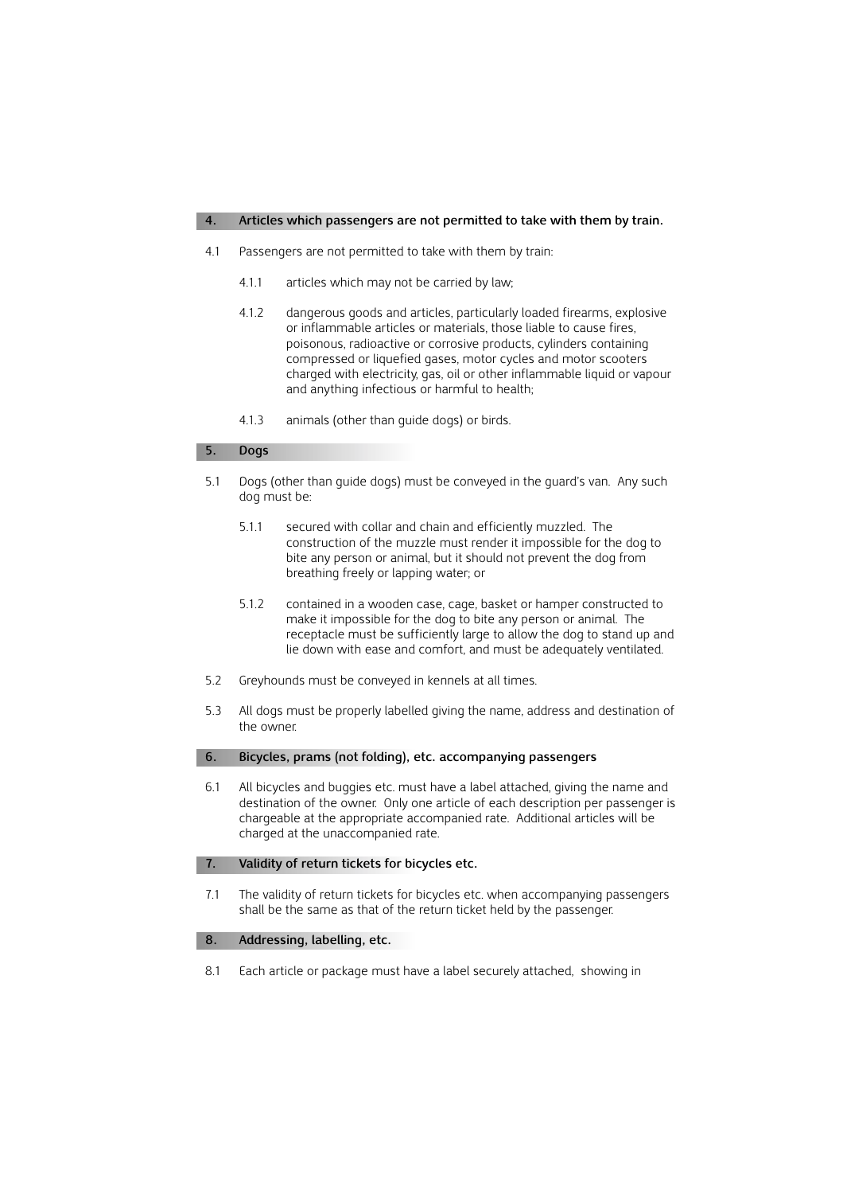## 4. Articles which passengers are not permitted to take with them by train.

4.1 Passengers are not permitted to take with them by train:

- 4.1.1 articles which may not be carried by law;
- 4.1.2 dangerous goods and articles, particularly loaded firearms, explosive or inflammable articles or materials, those liable to cause fires, poisonous, radioactive or corrosive products, cylinders containing compressed or liquefied gases, motor cycles and motor scooters charged with electricity, gas, oil or other inflammable liquid or vapour and anything infectious or harmful to health;
- 4.1.3 animals (other than guide dogs) or birds.

## 5. Dogs

5.1 Dogs (other than guide dogs) must be conveyed in the guard's van. Any such dog must be:

- 5.1.1 secured with collar and chain and efficiently muzzled. The construction of the muzzle must render it impossible for the dog to bite any person or animal, but it should not prevent the dog from breathing freely or lapping water; or
- 5.1.2 contained in a wooden case, cage, basket or hamper constructed to make it impossible for the dog to bite any person or animal. The receptacle must be sufficiently large to allow the dog to stand up and lie down with ease and comfort, and must be adequately ventilated.

5.2 Greyhounds must be conveyed in kennels at all times.

5.3 All dogs must be properly labelled giving the name, address and destination of the owner.

## 6. Bicycles, prams (not folding), etc. accompanying passengers

6.1 All bicycles and buggies etc. must have a label attached, giving the name and destination of the owner. Only one article of each description per passenger is chargeable at the appropriate accompanied rate. Additional articles will be charged at the unaccompanied rate.

## 7. Validity of return tickets for bicycles etc.

7.1 The validity of return tickets for bicycles etc. when accompanying passengers shall be the same as that of the return ticket held by the passenger.

## 8. Addressing, labelling, etc.

8.1 Each article or package must have a label securely attached, showing in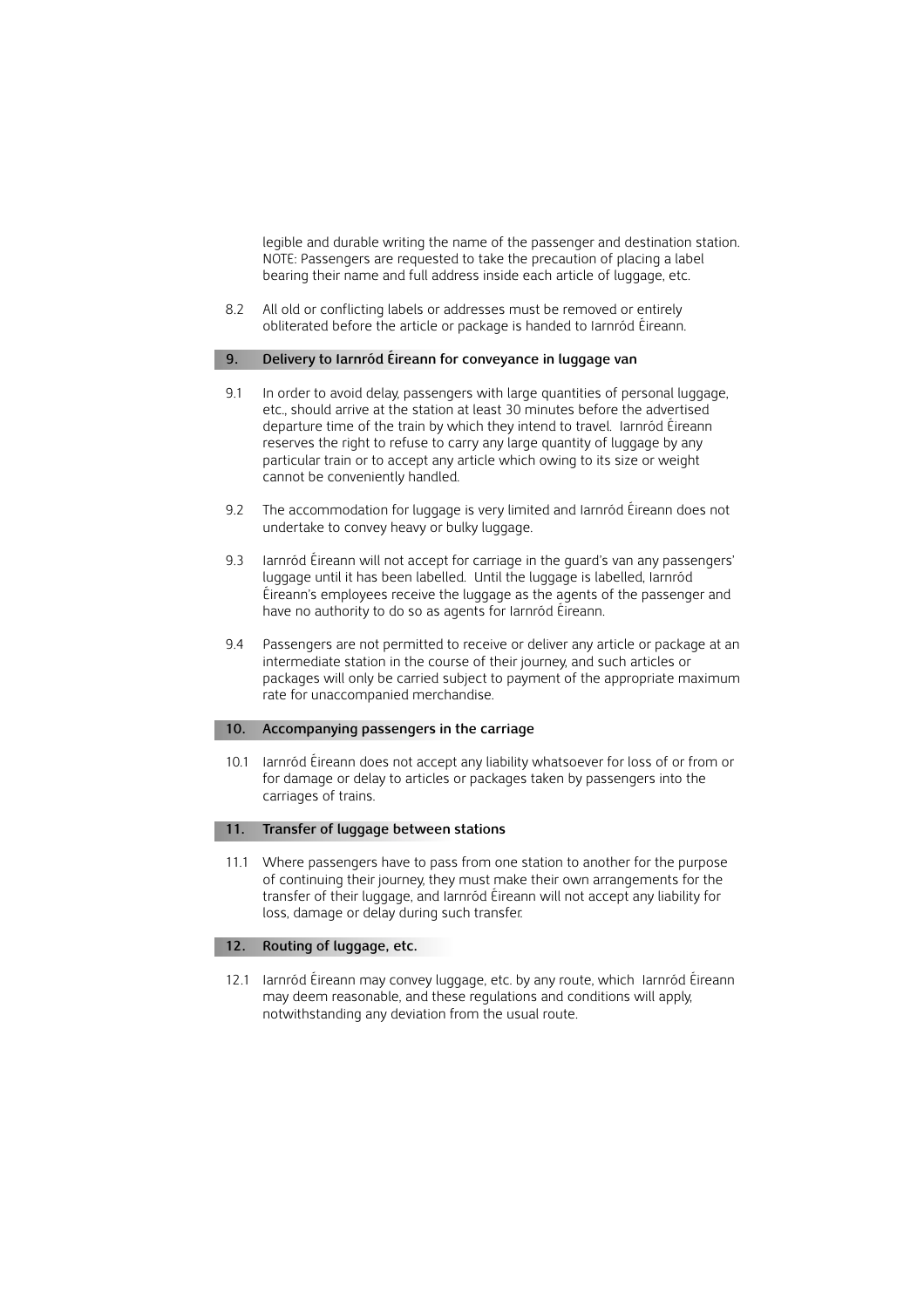legible and durable writing the name of the passenger and destination station. NOTE: Passengers are requested to take the precaution of placing a label bearing their name and full address inside each article of luggage, etc.

8.2 All old or conflicting labels or addresses must be removed or entirely obliterated before the article or package is handed to Iarnród Éireann.

## 9. Delivery to Iarnród Éireann for conveyance in luggage van

9.1 In order to avoid delay, passengers with large quantities of personal luggage, etc., should arrive at the station at least 30 minutes before the advertised departure time of the train by which they intend to travel. Iarnród Éireann reserves the right to refuse to carry any large quantity of luggage by any particular train or to accept any article which owing to its size or weight cannot be conveniently handled.

9.2 The accommodation for luggage is very limited and Iarnród Éireann does not undertake to convey heavy or bulky luggage.

9.3 Iarnród Éireann will not accept for carriage in the guard's van any passengers' luggage until it has been labelled. Until the luggage is labelled, Iarnród Éireann's employees receive the luggage as the agents of the passenger and have no authority to do so as agents for Iarnród Éireann.

9.4 Passengers are not permitted to receive or deliver any article or package at an intermediate station in the course of their journey, and such articles or packages will only be carried subject to payment of the appropriate maximum rate for unaccompanied merchandise.

## 10. Accompanying passengers in the carriage

10.1 Iarnród Éireann does not accept any liability whatsoever for loss of or from or for damage or delay to articles or packages taken by passengers into the carriages of trains.

## 11. Transfer of luggage between stations

11.1 Where passengers have to pass from one station to another for the purpose of continuing their journey, they must make their own arrangements for the transfer of their luggage, and Iarnród Éireann will not accept any liability for loss, damage or delay during such transfer.

## 12. Routing of luggage, etc.

12.1 Iarnród Éireann may convey luggage, etc. by any route, which Iarnród Éireann may deem reasonable, and these regulations and conditions will apply, notwithstanding any deviation from the usual route.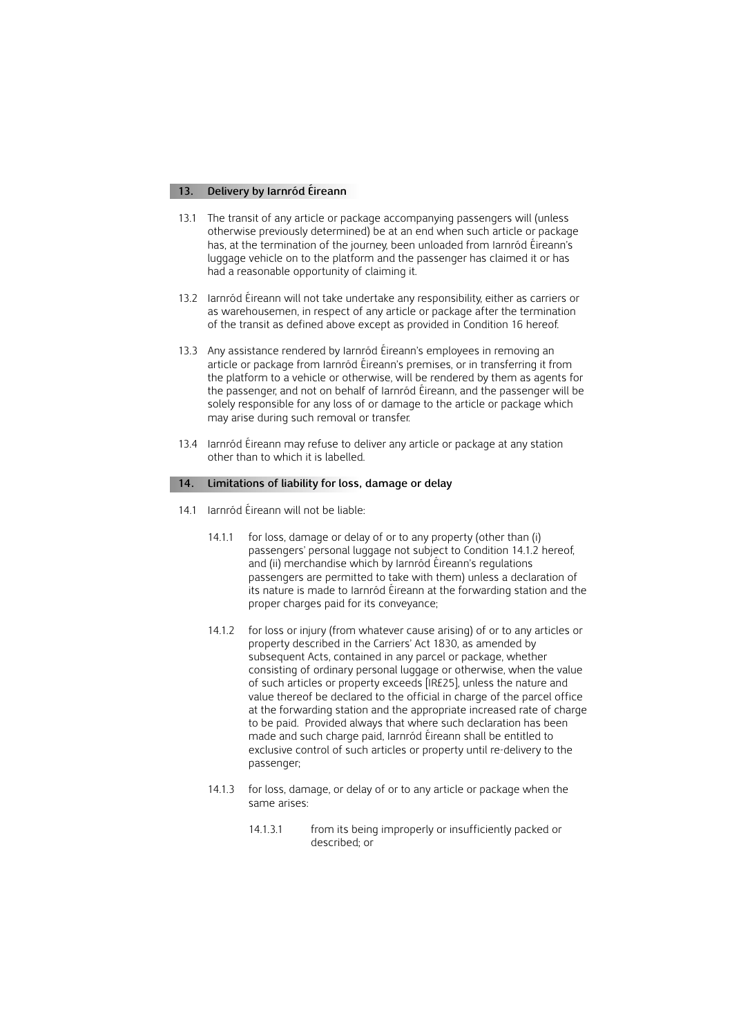## 13. Delivery by Iarnród Éireann

13.1 The transit of any article or package accompanying passengers will (unless otherwise previously determined) be at an end when such article or package has, at the termination of the journey, been unloaded from Iarnród Éireann's luggage vehicle on to the platform and the passenger has claimed it or has had a reasonable opportunity of claiming it.

13.2 Iarnród Éireann will not take undertake any responsibility, either as carriers or as warehousemen, in respect of any article or package after the termination of the transit as defined above except as provided in Condition 16 hereof.

13.3 Any assistance rendered by Iarnród Éireann's employees in removing an article or package from Iarnród Éireann's premises, or in transferring it from the platform to a vehicle or otherwise, will be rendered by them as agents for the passenger, and not on behalf of Iarnród Éireann, and the passenger will be solely responsible for any loss of or damage to the article or package which may arise during such removal or transfer.

13.4 Iarnród Éireann may refuse to deliver any article or package at any station other than to which it is labelled.

## 14. Limitations of liability for loss, damage or delay

14.1 Iarnród Éireann will not be liable:

14.1.1 for loss, damage or delay of or to any property (other than (i) passengers' personal luggage not subject to Condition 14.1.2 hereof, and (ii) merchandise which by Iarnród Éireann's regulations passengers are permitted to take with them) unless a declaration of its nature is made to Iarnród Éireann at the forwarding station and the proper charges paid for its conveyance;

14.1.2 for loss or injury (from whatever cause arising) of or to any articles or property described in the Carriers' Act 1830, as amended by subsequent Acts, contained in any parcel or package, whether consisting of ordinary personal luggage or otherwise, when the value of such articles or property exceeds [IR£25], unless the nature and value thereof be declared to the official in charge of the parcel office at the forwarding station and the appropriate increased rate of charge to be paid. Provided always that where such declaration has been made and such charge paid, Iarnród Éireann shall be entitled to exclusive control of such articles or property until re-delivery to the passenger;

14.1.3 for loss, damage, or delay of or to any article or package when the same arises:

14.1.3.1 from its being improperly or insufficiently packed or described; or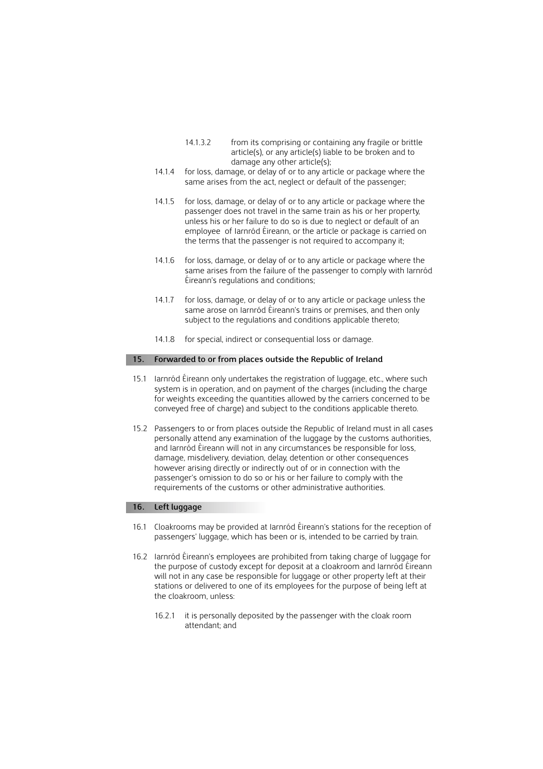14.1.3.2 from its comprising or containing any fragile or brittle article(s), or any article(s) liable to be broken and to damage any other article(s);

14.1.4 for loss, damage, or delay of or to any article or package where the same arises from the act, neglect or default of the passenger;

14.1.5 for loss, damage, or delay of or to any article or package where the passenger does not travel in the same train as his or her property, unless his or her failure to do so is due to neglect or default of an employee of Iarnród Éireann, or the article or package is carried on the terms that the passenger is not required to accompany it;

14.1.6 for loss, damage, or delay of or to any article or package where the same arises from the failure of the passenger to comply with Iarnród Éireann's regulations and conditions;

14.1.7 for loss, damage, or delay of or to any article or package unless the same arose on Iarnród Éireann's trains or premises, and then only subject to the regulations and conditions applicable thereto;

14.1.8 for special, indirect or consequential loss or damage.

## 15. Forwarded to or from places outside the Republic of Ireland

15.1 Iarnród Éireann only undertakes the registration of luggage, etc., where such system is in operation, and on payment of the charges (including the charge for weights exceeding the quantities allowed by the carriers concerned to be conveyed free of charge) and subject to the conditions applicable thereto.

15.2 Passengers to or from places outside the Republic of Ireland must in all cases personally attend any examination of the luggage by the customs authorities, and Iarnród Éireann will not in any circumstances be responsible for loss, damage, misdelivery, deviation, delay, detention or other consequences however arising directly or indirectly out of or in connection with the passenger's omission to do so or his or her failure to comply with the requirements of the customs or other administrative authorities.

## 16. Left luggage

16.1 Cloakrooms may be provided at Iarnród Éireann's stations for the reception of passengers' luggage, which has been or is, intended to be carried by train.

16.2 Iarnród Éireann's employees are prohibited from taking charge of luggage for the purpose of custody except for deposit at a cloakroom and Iarnród Éireann will not in any case be responsible for luggage or other property left at their stations or delivered to one of its employees for the purpose of being left at the cloakroom, unless:

16.2.1 it is personally deposited by the passenger with the cloak room attendant; and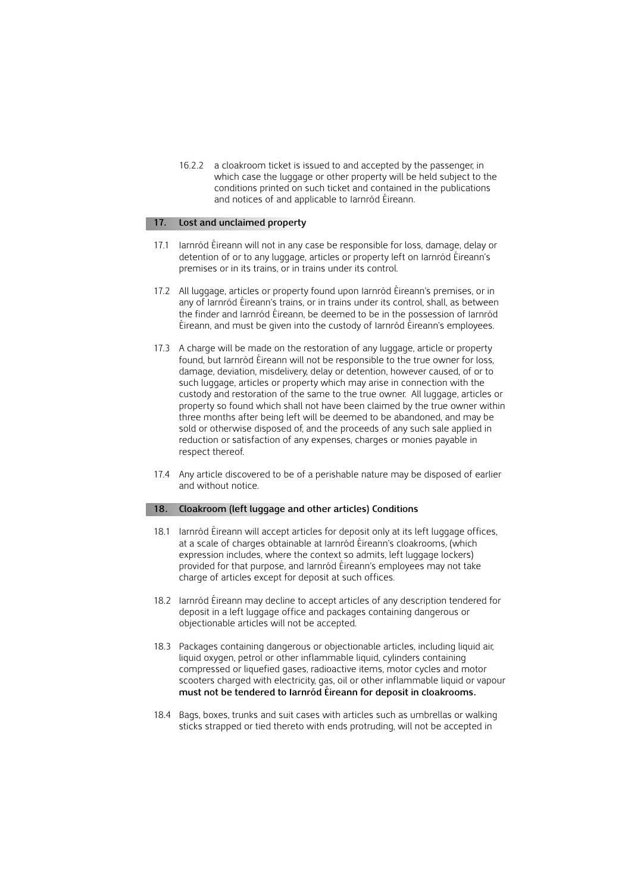16.2.2 a cloakroom ticket is issued to and accepted by the passenger, in which case the luggage or other property will be held subject to the conditions printed on such ticket and contained in the publications and notices of and applicable to Iarnród Éireann.

## 17. Lost and unclaimed property

17.1 Iarnród Éireann will not in any case be responsible for loss, damage, delay or detention of or to any luggage, articles or property left on Iarnród Éireann's premises or in its trains, or in trains under its control.

17.2 All luggage, articles or property found upon Iarnród Éireann's premises, or in any of Iarnród Éireann's trains, or in trains under its control, shall, as between the finder and Iarnród Éireann, be deemed to be in the possession of Iarnród Éireann, and must be given into the custody of Iarnród Éireann's employees.

17.3 A charge will be made on the restoration of any luggage, article or property found, but Iarnród Éireann will not be responsible to the true owner for loss, damage, deviation, misdelivery, delay or detention, however caused, of or to such luggage, articles or property which may arise in connection with the custody and restoration of the same to the true owner. All luggage, articles or property so found which shall not have been claimed by the true owner within three months after being left will be deemed to be abandoned, and may be sold or otherwise disposed of, and the proceeds of any such sale applied in reduction or satisfaction of any expenses, charges or monies payable in respect thereof.

17.4 Any article discovered to be of a perishable nature may be disposed of earlier and without notice.

## 18. Cloakroom (left luggage and other articles) Conditions

18.1 Iarnród Éireann will accept articles for deposit only at its left luggage offices, at a scale of charges obtainable at Iarnród Éireann's cloakrooms, (which expression includes, where the context so admits, left luggage lockers) provided for that purpose, and Iarnród Éireann's employees may not take charge of articles except for deposit at such offices.

18.2 Iarnród Éireann may decline to accept articles of any description tendered for deposit in a left luggage office and packages containing dangerous or objectionable articles will not be accepted.

18.3 Packages containing dangerous or objectionable articles, including liquid air, liquid oxygen, petrol or other inflammable liquid, cylinders containing compressed or liquefied gases, radioactive items, motor cycles and motor scooters charged with electricity, gas, oil or other inflammable liquid or vapour **must not be tendered to Iarnród Éireann for deposit in cloakrooms.**

18.4 Bags, boxes, trunks and suit cases with articles such as umbrellas or walking sticks strapped or tied thereto with ends protruding, will not be accepted in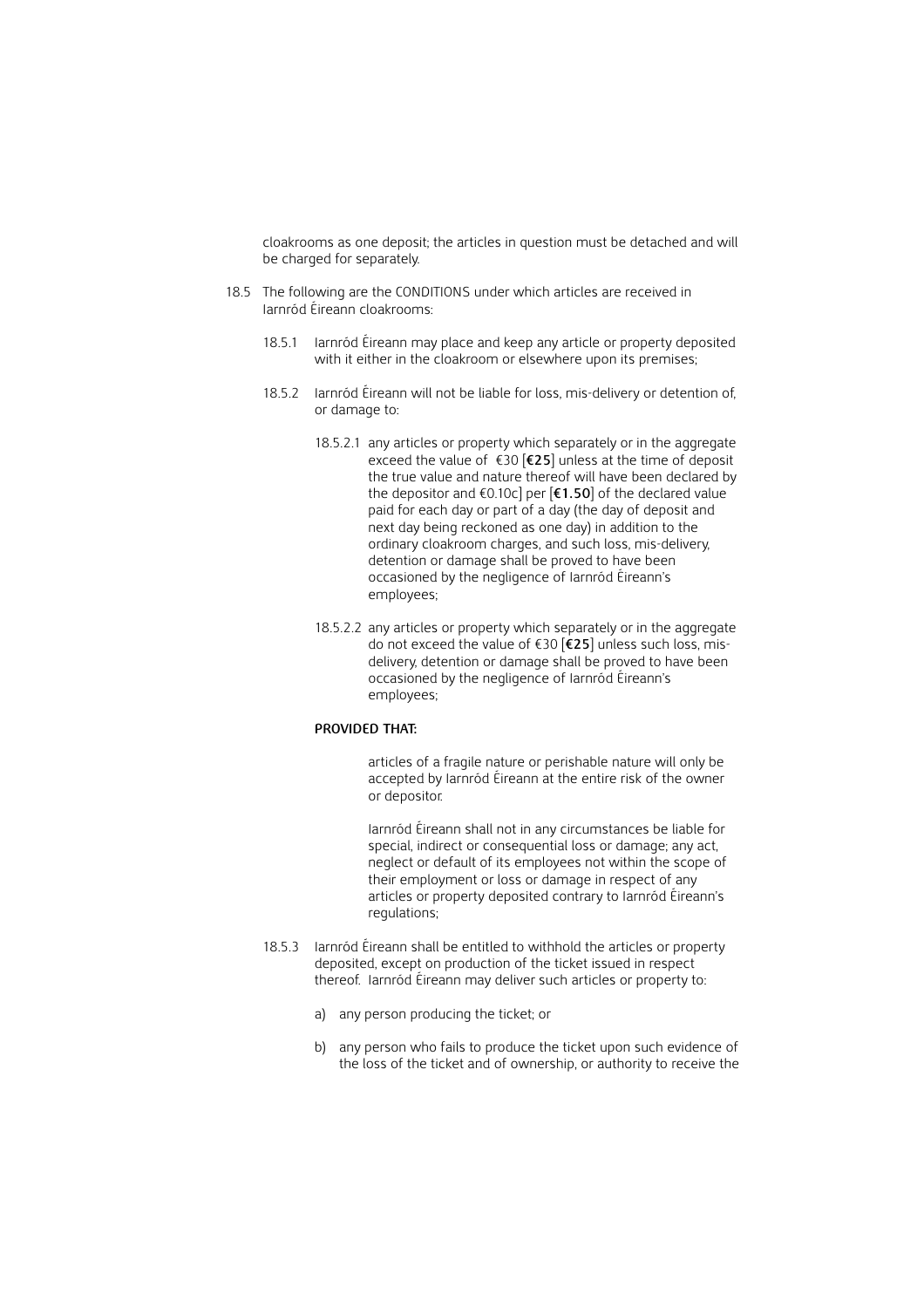cloakrooms as one deposit; the articles in question must be detached and will be charged for separately.

18.5 The following are the CONDITIONS under which articles are received in Iarnród Éireann cloakrooms:

18.5.1 Iarnród Éireann may place and keep any article or property deposited with it either in the cloakroom or elsewhere upon its premises;

18.5.2 Iarnród Éireann will not be liable for loss, mis-delivery or detention of, or damage to:

18.5.2.1 any articles or property which separately or in the aggregate exceed the value of €30 [**€25**] unless at the time of deposit the true value and nature thereof will have been declared by the depositor and €0.10c] per [**€1.50**] of the declared value paid for each day or part of a day (the day of deposit and next day being reckoned as one day) in addition to the ordinary cloakroom charges, and such loss, mis-delivery, detention or damage shall be proved to have been occasioned by the negligence of Iarnród Éireann's employees;

18.5.2.2 any articles or property which separately or in the aggregate do not exceed the value of €30 [**€25**] unless such loss, mis-delivery, detention or damage shall be proved to have been occasioned by the negligence of Iarnród Éireann's employees;

**PROVIDED THAT:**

articles of a fragile nature or perishable nature will only be accepted by Iarnród Éireann at the entire risk of the owner or depositor.

Iarnród Éireann shall not in any circumstances be liable for special, indirect or consequential loss or damage; any act, neglect or default of its employees not within the scope of their employment or loss or damage in respect of any articles or property deposited contrary to Iarnród Éireann's regulations;

18.5.3 Iarnród Éireann shall be entitled to withhold the articles or property deposited, except on production of the ticket issued in respect thereof. Iarnród Éireann may deliver such articles or property to:

a) any person producing the ticket; or

b) any person who fails to produce the ticket upon such evidence of the loss of the ticket and of ownership, or authority to receive the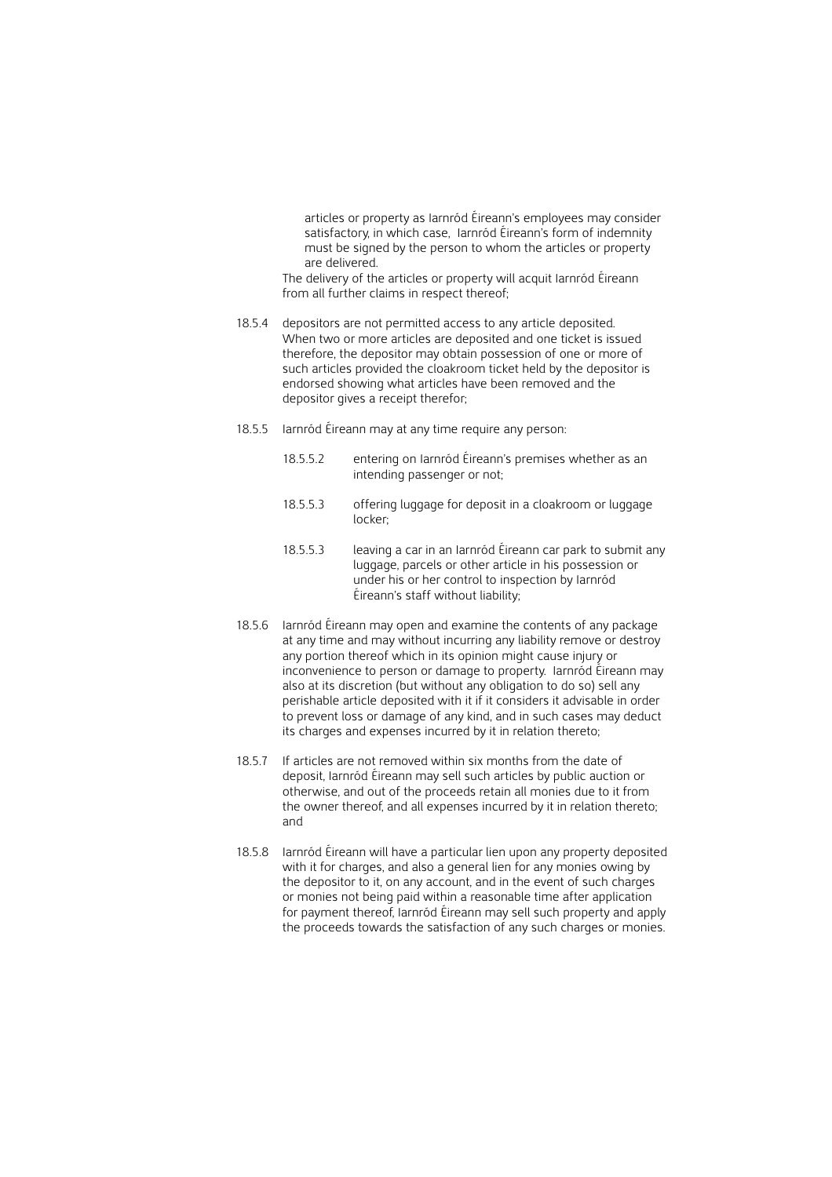articles or property as Iarnród Éireann's employees may consider satisfactory, in which case, Iarnród Éireann's form of indemnity must be signed by the person to whom the articles or property are delivered.

The delivery of the articles or property will acquit Iarnród Éireann from all further claims in respect thereof;

18.5.4 depositors are not permitted access to any article deposited. When two or more articles are deposited and one ticket is issued therefore, the depositor may obtain possession of one or more of such articles provided the cloakroom ticket held by the depositor is endorsed showing what articles have been removed and the depositor gives a receipt therefor;

18.5.5 Iarnród Éireann may at any time require any person:

- 18.5.5.2 entering on Iarnród Éireann's premises whether as an intending passenger or not;
- 18.5.5.3 offering luggage for deposit in a cloakroom or luggage locker;
- 18.5.5.3 leaving a car in an Iarnród Éireann car park to submit any luggage, parcels or other article in his possession or under his or her control to inspection by Iarnród Éireann's staff without liability;

18.5.6 Iarnród Éireann may open and examine the contents of any package at any time and may without incurring any liability remove or destroy any portion thereof which in its opinion might cause injury or inconvenience to person or damage to property. Iarnród Éireann may also at its discretion (but without any obligation to do so) sell any perishable article deposited with it if it considers it advisable in order to prevent loss or damage of any kind, and in such cases may deduct its charges and expenses incurred by it in relation thereto;

18.5.7 If articles are not removed within six months from the date of deposit, Iarnród Éireann may sell such articles by public auction or otherwise, and out of the proceeds retain all monies due to it from the owner thereof, and all expenses incurred by it in relation thereto; and

18.5.8 Iarnród Éireann will have a particular lien upon any property deposited with it for charges, and also a general lien for any monies owing by the depositor to it, on any account, and in the event of such charges or monies not being paid within a reasonable time after application for payment thereof, Iarnród Éireann may sell such property and apply the proceeds towards the satisfaction of any such charges or monies.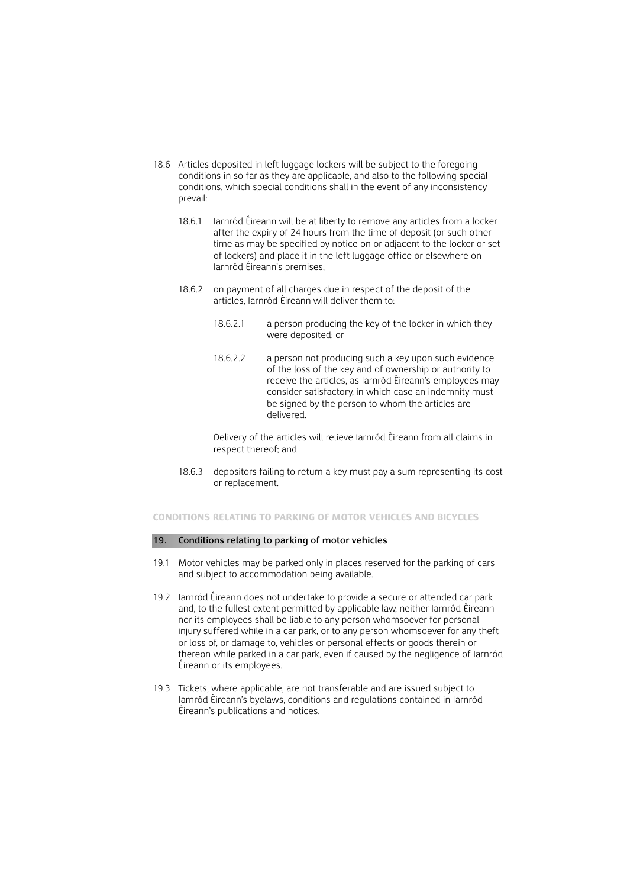18.6 Articles deposited in left luggage lockers will be subject to the foregoing conditions in so far as they are applicable, and also to the following special conditions, which special conditions shall in the event of any inconsistency prevail:

18.6.1 Iarnród Éireann will be at liberty to remove any articles from a locker after the expiry of 24 hours from the time of deposit (or such other time as may be specified by notice on or adjacent to the locker or set of lockers) and place it in the left luggage office or elsewhere on Iarnród Éireann's premises;

18.6.2 on payment of all charges due in respect of the deposit of the articles, Iarnród Éireann will deliver them to:

18.6.2.1 a person producing the key of the locker in which they were deposited; or

18.6.2.2 a person not producing such a key upon such evidence of the loss of the key and of ownership or authority to receive the articles, as Iarnród Éireann's employees may consider satisfactory, in which case an indemnity must be signed by the person to whom the articles are delivered.

Delivery of the articles will relieve Iarnród Éireann from all claims in respect thereof; and

18.6.3 depositors failing to return a key must pay a sum representing its cost or replacement.

## CONDITIONS RELATING TO PARKING OF MOTOR VEHICLES AND BICYCLES

### 19. Conditions relating to parking of motor vehicles

19.1 Motor vehicles may be parked only in places reserved for the parking of cars and subject to accommodation being available.

19.2 Iarnród Éireann does not undertake to provide a secure or attended car park and, to the fullest extent permitted by applicable law, neither Iarnród Éireann nor its employees shall be liable to any person whomsoever for personal injury suffered while in a car park, or to any person whomsoever for any theft or loss of, or damage to, vehicles or personal effects or goods therein or thereon while parked in a car park, even if caused by the negligence of Iarnród Éireann or its employees.

19.3 Tickets, where applicable, are not transferable and are issued subject to Iarnród Éireann's byelaws, conditions and regulations contained in Iarnród Éireann's publications and notices.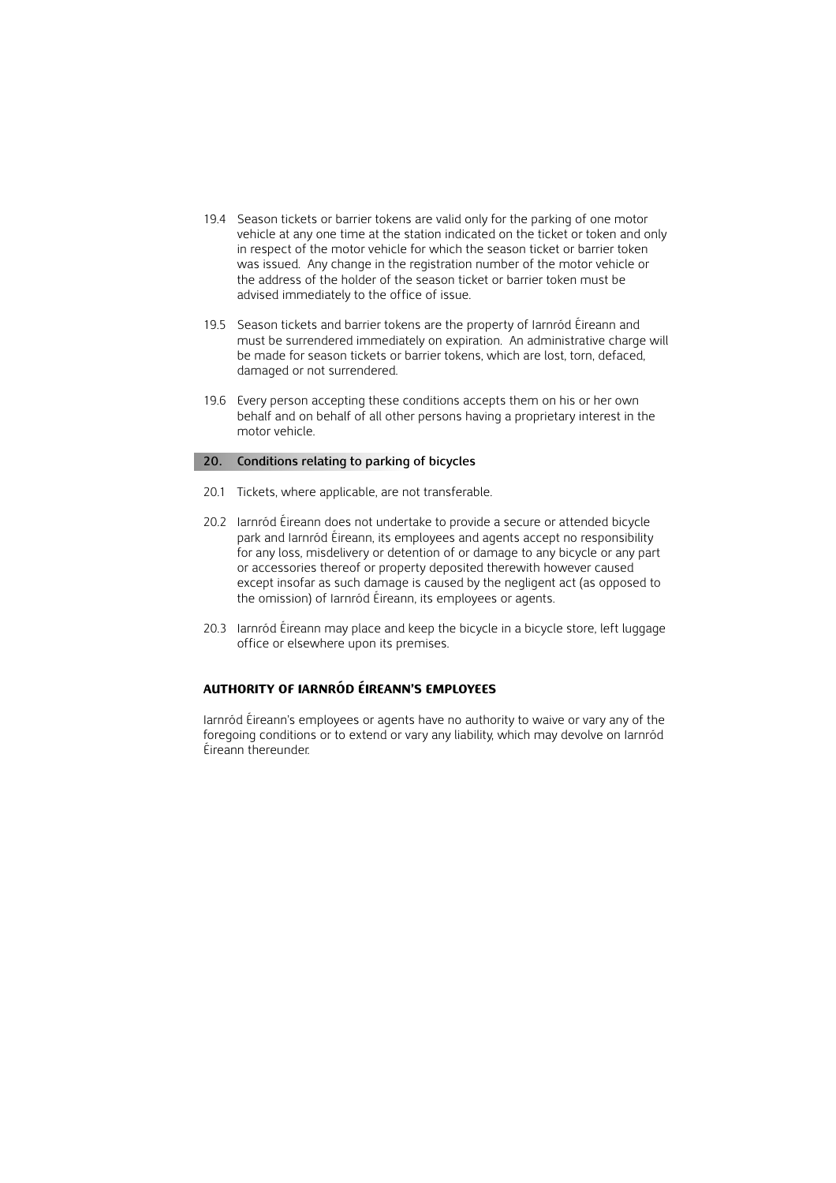19.4 Season tickets or barrier tokens are valid only for the parking of one motor vehicle at any one time at the station indicated on the ticket or token and only in respect of the motor vehicle for which the season ticket or barrier token was issued. Any change in the registration number of the motor vehicle or the address of the holder of the season ticket or barrier token must be advised immediately to the office of issue.

19.5 Season tickets and barrier tokens are the property of Iarnród Éireann and must be surrendered immediately on expiration. An administrative charge will be made for season tickets or barrier tokens, which are lost, torn, defaced, damaged or not surrendered.

19.6 Every person accepting these conditions accepts them on his or her own behalf and on behalf of all other persons having a proprietary interest in the motor vehicle.

## 20. Conditions relating to parking of bicycles

20.1 Tickets, where applicable, are not transferable.

20.2 Iarnród Éireann does not undertake to provide a secure or attended bicycle park and Iarnród Éireann, its employees and agents accept no responsibility for any loss, misdelivery or detention of or damage to any bicycle or any part or accessories thereof or property deposited therewith however caused except insofar as such damage is caused by the negligent act (as opposed to the omission) of Iarnród Éireann, its employees or agents.

20.3 Iarnród Éireann may place and keep the bicycle in a bicycle store, left luggage office or elsewhere upon its premises.

## AUTHORITY OF IARNRÓD ÉIREANN'S EMPLOYEES

Iarnród Éireann's employees or agents have no authority to waive or vary any of the foregoing conditions or to extend or vary any liability, which may devolve on Iarnród Éireann thereunder.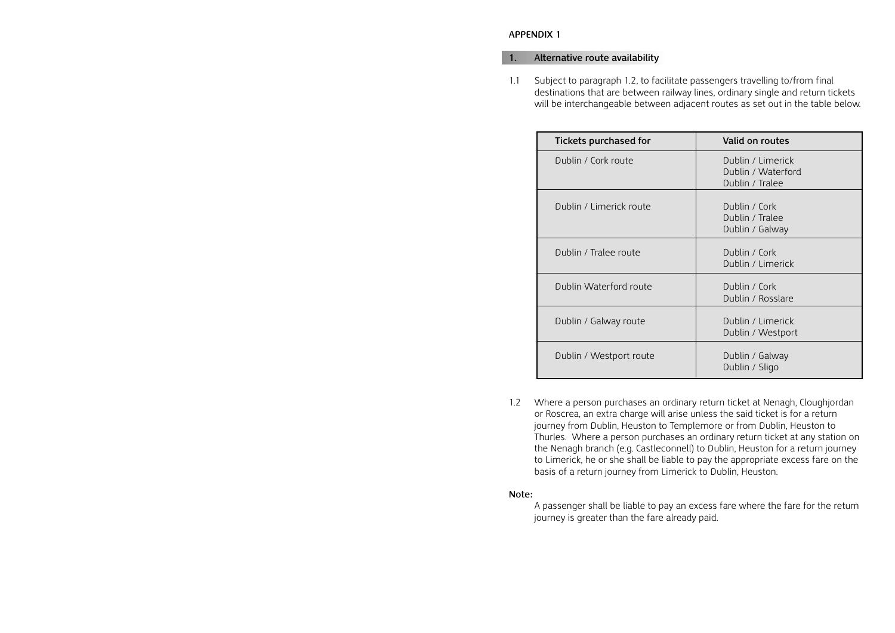## APPENDIX 1

### 1. Alternative route availability

1.1 Subject to paragraph 1.2, to facilitate passengers travelling to/from final destinations that are between railway lines, ordinary single and return tickets will be interchangeable between adjacent routes as set out in the table below.

| Tickets purchased for | Valid on routes |
|---|---|
| Dublin / Cork route | Dublin / Limerick<br>Dublin / Waterford<br>Dublin / Tralee |
| Dublin / Limerick route | Dublin / Cork<br>Dublin / Tralee<br>Dublin / Galway |
| Dublin / Tralee route | Dublin / Cork<br>Dublin / Limerick |
| Dublin Waterford route | Dublin / Cork<br>Dublin / Rosslare |
| Dublin / Galway route | Dublin / Limerick<br>Dublin / Westport |
| Dublin / Westport route | Dublin / Galway<br>Dublin / Sligo |

1.2 Where a person purchases an ordinary return ticket at Nenagh, Cloughjordan or Roscrea, an extra charge will arise unless the said ticket is for a return journey from Dublin, Heuston to Templemore or from Dublin, Heuston to Thurles. Where a person purchases an ordinary return ticket at any station on the Nenagh branch (e.g. Castleconnell) to Dublin, Heuston for a return journey to Limerick, he or she shall be liable to pay the appropriate excess fare on the basis of a return journey from Limerick to Dublin, Heuston.

**Note:**

A passenger shall be liable to pay an excess fare where the fare for the return journey is greater than the fare already paid.